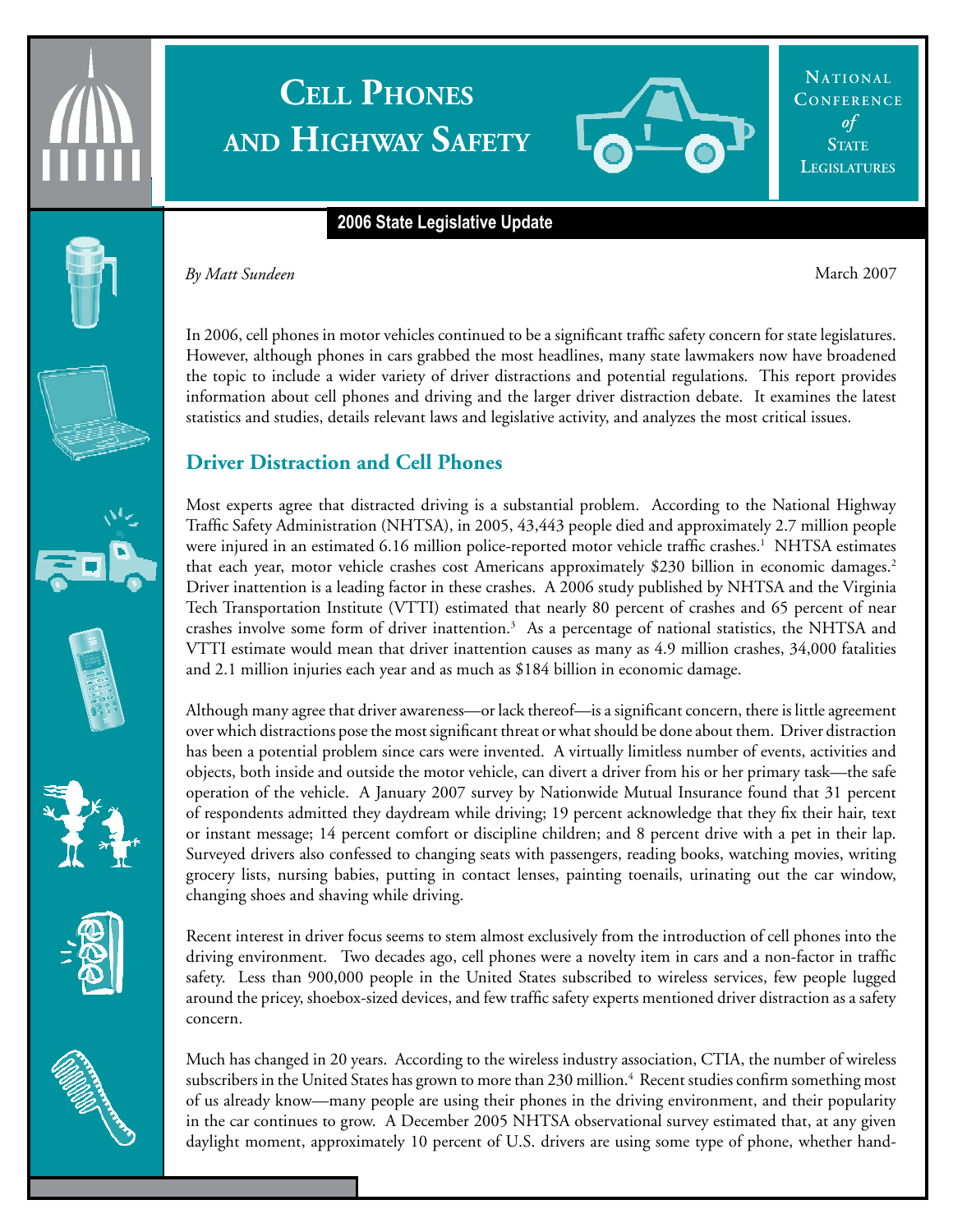# Cell Phones and Highway Safety

National Conference *of* State Legislatures

**2006 State Legislative Update**

*By Matt Sundeen*

March 2007

In 2006, cell phones in motor vehicles continued to be a significant traffic safety concern for state legislatures. However, although phones in cars grabbed the most headlines, many state lawmakers now have broadened the topic to include a wider variety of driver distractions and potential regulations. This report provides information about cell phones and driving and the larger driver distraction debate. It examines the latest statistics and studies, details relevant laws and legislative activity, and analyzes the most critical issues.

## Driver Distraction and Cell Phones

Most experts agree that distracted driving is a substantial problem. According to the National Highway Traffic Safety Administration (NHTSA), in 2005, 43,443 people died and approximately 2.7 million people were injured in an estimated 6.16 million police-reported motor vehicle traffic crashes.[1] NHTSA estimates that each year, motor vehicle crashes cost Americans approximately $230 billion in economic damages.[2] Driver inattention is a leading factor in these crashes. A 2006 study published by NHTSA and the Virginia Tech Transportation Institute (VTTI) estimated that nearly 80 percent of crashes and 65 percent of near crashes involve some form of driver inattention.[3] As a percentage of national statistics, the NHTSA and VTTI estimate would mean that driver inattention causes as many as 4.9 million crashes, 34,000 fatalities and 2.1 million injuries each year and as much as $184 billion in economic damage.

Although many agree that driver awareness—or lack thereof—is a significant concern, there is little agreement over which distractions pose the most significant threat or what should be done about them. Driver distraction has been a potential problem since cars were invented. A virtually limitless number of events, activities and objects, both inside and outside the motor vehicle, can divert a driver from his or her primary task—the safe operation of the vehicle. A January 2007 survey by Nationwide Mutual Insurance found that 31 percent of respondents admitted they daydream while driving; 19 percent acknowledge that they fix their hair, text or instant message; 14 percent comfort or discipline children; and 8 percent drive with a pet in their lap. Surveyed drivers also confessed to changing seats with passengers, reading books, watching movies, writing grocery lists, nursing babies, putting in contact lenses, painting toenails, urinating out the car window, changing shoes and shaving while driving.

Recent interest in driver focus seems to stem almost exclusively from the introduction of cell phones into the driving environment. Two decades ago, cell phones were a novelty item in cars and a non-factor in traffic safety. Less than 900,000 people in the United States subscribed to wireless services, few people lugged around the pricey, shoebox-sized devices, and few traffic safety experts mentioned driver distraction as a safety concern.

Much has changed in 20 years. According to the wireless industry association, CTIA, the number of wireless subscribers in the United States has grown to more than 230 million.[4] Recent studies confirm something most of us already know—many people are using their phones in the driving environment, and their popularity in the car continues to grow. A December 2005 NHTSA observational survey estimated that, at any given daylight moment, approximately 10 percent of U.S. drivers are using some type of phone, whether hand-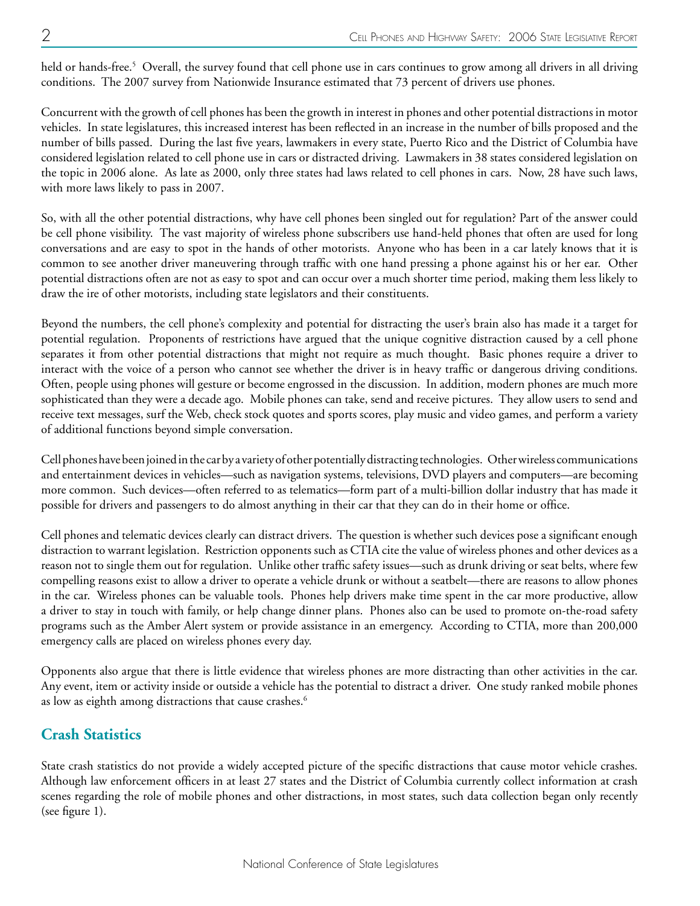held or hands-free.[5] Overall, the survey found that cell phone use in cars continues to grow among all drivers in all driving conditions. The 2007 survey from Nationwide Insurance estimated that 73 percent of drivers use phones.

Concurrent with the growth of cell phones has been the growth in interest in phones and other potential distractions in motor vehicles. In state legislatures, this increased interest has been reflected in an increase in the number of bills proposed and the number of bills passed. During the last five years, lawmakers in every state, Puerto Rico and the District of Columbia have considered legislation related to cell phone use in cars or distracted driving. Lawmakers in 38 states considered legislation on the topic in 2006 alone. As late as 2000, only three states had laws related to cell phones in cars. Now, 28 have such laws, with more laws likely to pass in 2007.

So, with all the other potential distractions, why have cell phones been singled out for regulation? Part of the answer could be cell phone visibility. The vast majority of wireless phone subscribers use hand-held phones that often are used for long conversations and are easy to spot in the hands of other motorists. Anyone who has been in a car lately knows that it is common to see another driver maneuvering through traffic with one hand pressing a phone against his or her ear. Other potential distractions often are not as easy to spot and can occur over a much shorter time period, making them less likely to draw the ire of other motorists, including state legislators and their constituents.

Beyond the numbers, the cell phone's complexity and potential for distracting the user's brain also has made it a target for potential regulation. Proponents of restrictions have argued that the unique cognitive distraction caused by a cell phone separates it from other potential distractions that might not require as much thought. Basic phones require a driver to interact with the voice of a person who cannot see whether the driver is in heavy traffic or dangerous driving conditions. Often, people using phones will gesture or become engrossed in the discussion. In addition, modern phones are much more sophisticated than they were a decade ago. Mobile phones can take, send and receive pictures. They allow users to send and receive text messages, surf the Web, check stock quotes and sports scores, play music and video games, and perform a variety of additional functions beyond simple conversation.

Cell phones have been joined in the car by a variety of other potentially distracting technologies. Other wireless communications and entertainment devices in vehicles—such as navigation systems, televisions, DVD players and computers—are becoming more common. Such devices—often referred to as telematics—form part of a multi-billion dollar industry that has made it possible for drivers and passengers to do almost anything in their car that they can do in their home or office.

Cell phones and telematic devices clearly can distract drivers. The question is whether such devices pose a significant enough distraction to warrant legislation. Restriction opponents such as CTIA cite the value of wireless phones and other devices as a reason not to single them out for regulation. Unlike other traffic safety issues—such as drunk driving or seat belts, where few compelling reasons exist to allow a driver to operate a vehicle drunk or without a seatbelt—there are reasons to allow phones in the car. Wireless phones can be valuable tools. Phones help drivers make time spent in the car more productive, allow a driver to stay in touch with family, or help change dinner plans. Phones also can be used to promote on-the-road safety programs such as the Amber Alert system or provide assistance in an emergency. According to CTIA, more than 200,000 emergency calls are placed on wireless phones every day.

Opponents also argue that there is little evidence that wireless phones are more distracting than other activities in the car. Any event, item or activity inside or outside a vehicle has the potential to distract a driver. One study ranked mobile phones as low as eighth among distractions that cause crashes.[6]

## Crash Statistics

State crash statistics do not provide a widely accepted picture of the specific distractions that cause motor vehicle crashes. Although law enforcement officers in at least 27 states and the District of Columbia currently collect information at crash scenes regarding the role of mobile phones and other distractions, in most states, such data collection began only recently (see figure 1).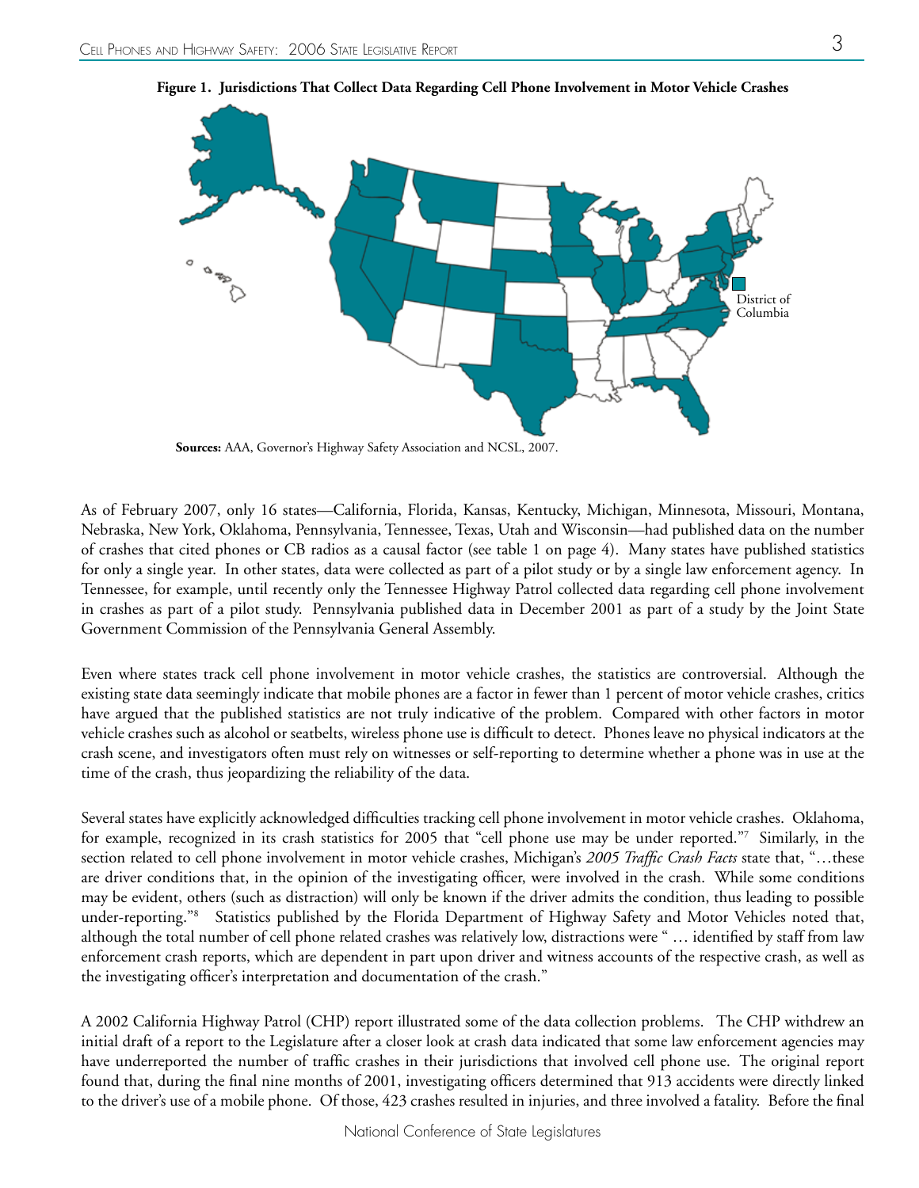**Figure 1. Jurisdictions That Collect Data Regarding Cell Phone Involvement in Motor Vehicle Crashes**

District of Columbia

**Sources:** AAA, Governor's Highway Safety Association and NCSL, 2007.

As of February 2007, only 16 states—California, Florida, Kansas, Kentucky, Michigan, Minnesota, Missouri, Montana, Nebraska, New York, Oklahoma, Pennsylvania, Tennessee, Texas, Utah and Wisconsin—had published data on the number of crashes that cited phones or CB radios as a causal factor (see table 1 on page 4). Many states have published statistics for only a single year. In other states, data were collected as part of a pilot study or by a single law enforcement agency. In Tennessee, for example, until recently only the Tennessee Highway Patrol collected data regarding cell phone involvement in crashes as part of a pilot study. Pennsylvania published data in December 2001 as part of a study by the Joint State Government Commission of the Pennsylvania General Assembly.

Even where states track cell phone involvement in motor vehicle crashes, the statistics are controversial. Although the existing state data seemingly indicate that mobile phones are a factor in fewer than 1 percent of motor vehicle crashes, critics have argued that the published statistics are not truly indicative of the problem. Compared with other factors in motor vehicle crashes such as alcohol or seatbelts, wireless phone use is difficult to detect. Phones leave no physical indicators at the crash scene, and investigators often must rely on witnesses or self-reporting to determine whether a phone was in use at the time of the crash, thus jeopardizing the reliability of the data.

Several states have explicitly acknowledged difficulties tracking cell phone involvement in motor vehicle crashes. Oklahoma, for example, recognized in its crash statistics for 2005 that "cell phone use may be under reported."[7] Similarly, in the section related to cell phone involvement in motor vehicle crashes, Michigan's *2005 Traffic Crash Facts* state that, "…these are driver conditions that, in the opinion of the investigating officer, were involved in the crash. While some conditions may be evident, others (such as distraction) will only be known if the driver admits the condition, thus leading to possible under-reporting."[8] Statistics published by the Florida Department of Highway Safety and Motor Vehicles noted that, although the total number of cell phone related crashes was relatively low, distractions were " … identified by staff from law enforcement crash reports, which are dependent in part upon driver and witness accounts of the respective crash, as well as the investigating officer's interpretation and documentation of the crash."

A 2002 California Highway Patrol (CHP) report illustrated some of the data collection problems. The CHP withdrew an initial draft of a report to the Legislature after a closer look at crash data indicated that some law enforcement agencies may have underreported the number of traffic crashes in their jurisdictions that involved cell phone use. The original report found that, during the final nine months of 2001, investigating officers determined that 913 accidents were directly linked to the driver's use of a mobile phone. Of those, 423 crashes resulted in injuries, and three involved a fatality. Before the final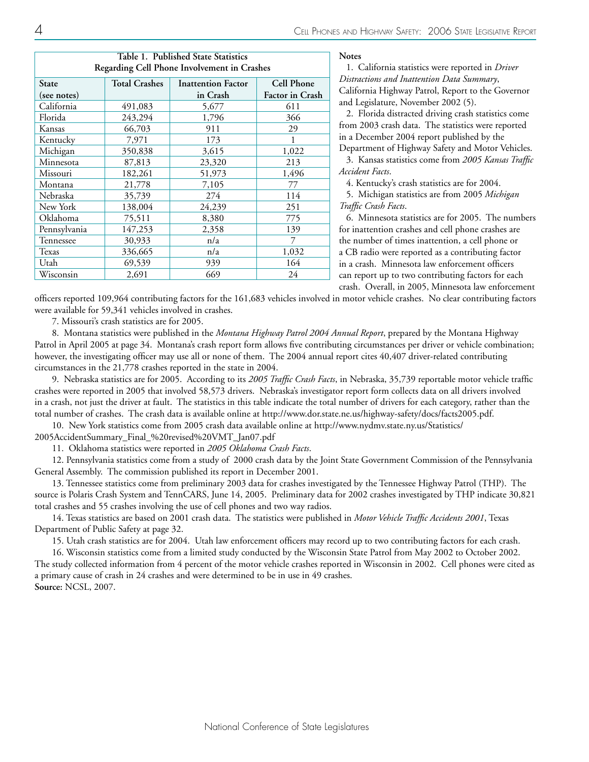**Table 1. Published State Statistics Regarding Cell Phone Involvement in Crashes**

| State (see notes) | Total Crashes | Inattention Factor in Crash | Cell Phone Factor in Crash |
|---|---|---|---|
| California | 491,083 | 5,677 | 611 |
| Florida | 243,294 | 1,796 | 366 |
| Kansas | 66,703 | 911 | 29 |
| Kentucky | 7,971 | 173 | 1 |
| Michigan | 350,838 | 3,615 | 1,022 |
| Minnesota | 87,813 | 23,320 | 213 |
| Missouri | 182,261 | 51,973 | 1,496 |
| Montana | 21,778 | 7,105 | 77 |
| Nebraska | 35,739 | 274 | 114 |
| New York | 138,004 | 24,239 | 251 |
| Oklahoma | 75,511 | 8,380 | 775 |
| Pennsylvania | 147,253 | 2,358 | 139 |
| Tennessee | 30,933 | n/a | 7 |
| Texas | 336,665 | n/a | 1,032 |
| Utah | 69,539 | 939 | 164 |
| Wisconsin | 2,691 | 669 | 24 |

**Notes**

1. California statistics were reported in *Driver Distractions and Inattention Data Summary*, California Highway Patrol, Report to the Governor and Legislature, November 2002 (5).

2. Florida distracted driving crash statistics come from 2003 crash data. The statistics were reported in a December 2004 report published by the Department of Highway Safety and Motor Vehicles.

3. Kansas statistics come from *2005 Kansas Traffic Accident Facts*.

4. Kentucky's crash statistics are for 2004.

5. Michigan statistics are from 2005 *Michigan Traffic Crash Facts*.

6. Minnesota statistics are for 2005. The numbers for inattention crashes and cell phone crashes are the number of times inattention, a cell phone or a CB radio were reported as a contributing factor in a crash. Minnesota law enforcement officers can report up to two contributing factors for each crash. Overall, in 2005, Minnesota law enforcement officers reported 109,964 contributing factors for the 161,683 vehicles involved in motor vehicle crashes. No clear contributing factors were available for 59,341 vehicles involved in crashes.

7. Missouri's crash statistics are for 2005.

8. Montana statistics were published in the *Montana Highway Patrol 2004 Annual Report*, prepared by the Montana Highway Patrol in April 2005 at page 34. Montana's crash report form allows five contributing circumstances per driver or vehicle combination; however, the investigating officer may use all or none of them. The 2004 annual report cites 40,407 driver-related contributing circumstances in the 21,778 crashes reported in the state in 2004.

9. Nebraska statistics are for 2005. According to its *2005 Traffic Crash Facts*, in Nebraska, 35,739 reportable motor vehicle traffic crashes were reported in 2005 that involved 58,573 drivers. Nebraska's investigator report form collects data on all drivers involved in a crash, not just the driver at fault. The statistics in this table indicate the total number of drivers for each category, rather than the total number of crashes. The crash data is available online at http://www.dor.state.ne.us/highway-safety/docs/facts2005.pdf.

10. New York statistics come from 2005 crash data available online at http://www.nydmv.state.ny.us/Statistics/2005AccidentSummary_Final_%20revised%20VMT_Jan07.pdf

11. Oklahoma statistics were reported in *2005 Oklahoma Crash Facts*.

12. Pennsylvania statistics come from a study of 2000 crash data by the Joint State Government Commission of the Pennsylvania General Assembly. The commission published its report in December 2001.

13. Tennessee statistics come from preliminary 2003 data for crashes investigated by the Tennessee Highway Patrol (THP). The source is Polaris Crash System and TennCARS, June 14, 2005. Preliminary data for 2002 crashes investigated by THP indicate 30,821 total crashes and 55 crashes involving the use of cell phones and two way radios.

14. Texas statistics are based on 2001 crash data. The statistics were published in *Motor Vehicle Traffic Accidents 2001*, Texas Department of Public Safety at page 32.

15. Utah crash statistics are for 2004. Utah law enforcement officers may record up to two contributing factors for each crash.

16. Wisconsin statistics come from a limited study conducted by the Wisconsin State Patrol from May 2002 to October 2002. The study collected information from 4 percent of the motor vehicle crashes reported in Wisconsin in 2002. Cell phones were cited as a primary cause of crash in 24 crashes and were determined to be in use in 49 crashes.

**Source:** NCSL, 2007.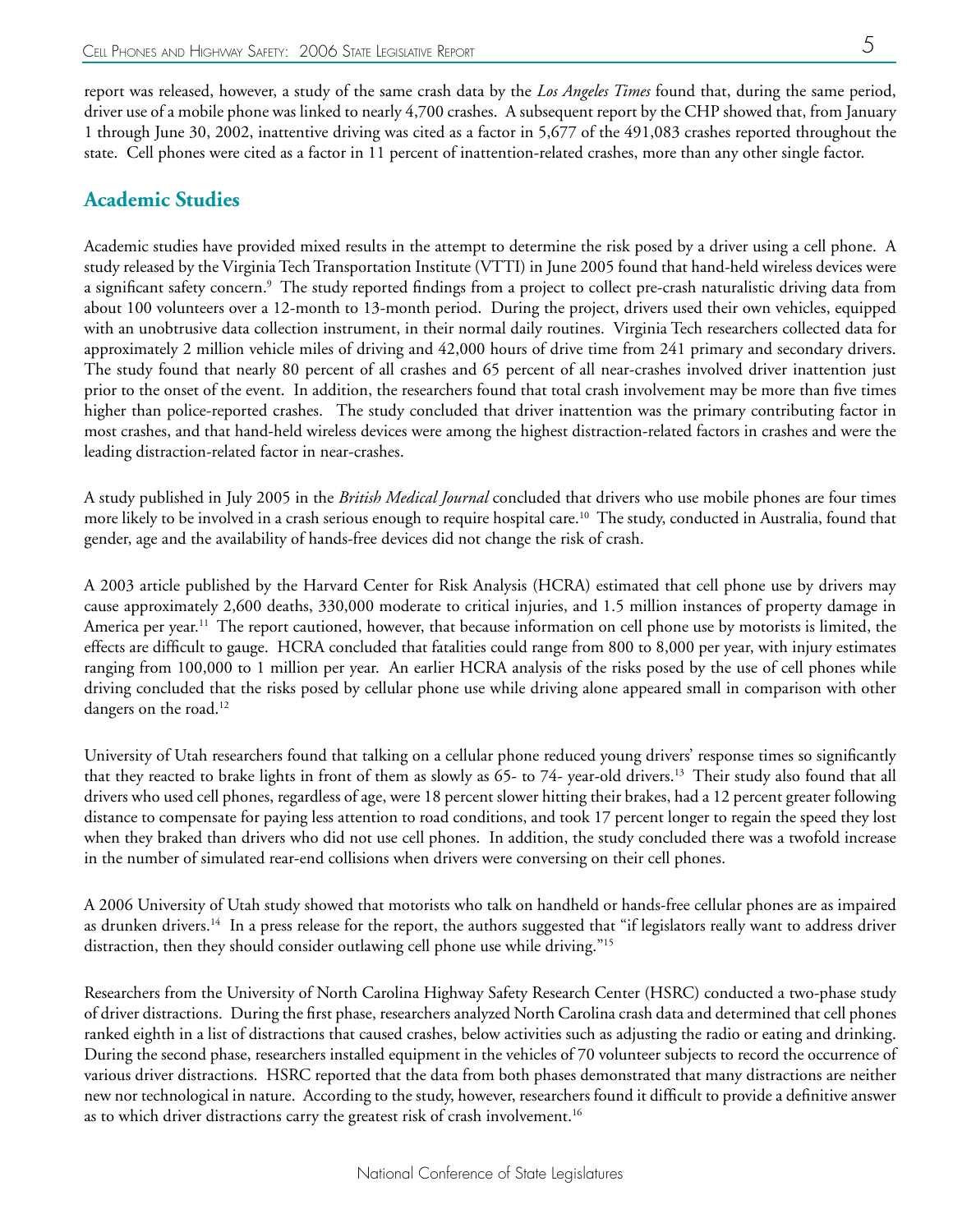report was released, however, a study of the same crash data by the *Los Angeles Times* found that, during the same period, driver use of a mobile phone was linked to nearly 4,700 crashes. A subsequent report by the CHP showed that, from January 1 through June 30, 2002, inattentive driving was cited as a factor in 5,677 of the 491,083 crashes reported throughout the state. Cell phones were cited as a factor in 11 percent of inattention-related crashes, more than any other single factor.

## Academic Studies

Academic studies have provided mixed results in the attempt to determine the risk posed by a driver using a cell phone. A study released by the Virginia Tech Transportation Institute (VTTI) in June 2005 found that hand-held wireless devices were a significant safety concern.[9] The study reported findings from a project to collect pre-crash naturalistic driving data from about 100 volunteers over a 12-month to 13-month period. During the project, drivers used their own vehicles, equipped with an unobtrusive data collection instrument, in their normal daily routines. Virginia Tech researchers collected data for approximately 2 million vehicle miles of driving and 42,000 hours of drive time from 241 primary and secondary drivers. The study found that nearly 80 percent of all crashes and 65 percent of all near-crashes involved driver inattention just prior to the onset of the event. In addition, the researchers found that total crash involvement may be more than five times higher than police-reported crashes. The study concluded that driver inattention was the primary contributing factor in most crashes, and that hand-held wireless devices were among the highest distraction-related factors in crashes and were the leading distraction-related factor in near-crashes.

A study published in July 2005 in the *British Medical Journal* concluded that drivers who use mobile phones are four times more likely to be involved in a crash serious enough to require hospital care.[10] The study, conducted in Australia, found that gender, age and the availability of hands-free devices did not change the risk of crash.

A 2003 article published by the Harvard Center for Risk Analysis (HCRA) estimated that cell phone use by drivers may cause approximately 2,600 deaths, 330,000 moderate to critical injuries, and 1.5 million instances of property damage in America per year.[11] The report cautioned, however, that because information on cell phone use by motorists is limited, the effects are difficult to gauge. HCRA concluded that fatalities could range from 800 to 8,000 per year, with injury estimates ranging from 100,000 to 1 million per year. An earlier HCRA analysis of the risks posed by the use of cell phones while driving concluded that the risks posed by cellular phone use while driving alone appeared small in comparison with other dangers on the road.[12]

University of Utah researchers found that talking on a cellular phone reduced young drivers' response times so significantly that they reacted to brake lights in front of them as slowly as 65- to 74- year-old drivers.[13] Their study also found that all drivers who used cell phones, regardless of age, were 18 percent slower hitting their brakes, had a 12 percent greater following distance to compensate for paying less attention to road conditions, and took 17 percent longer to regain the speed they lost when they braked than drivers who did not use cell phones. In addition, the study concluded there was a twofold increase in the number of simulated rear-end collisions when drivers were conversing on their cell phones.

A 2006 University of Utah study showed that motorists who talk on handheld or hands-free cellular phones are as impaired as drunken drivers.[14] In a press release for the report, the authors suggested that "if legislators really want to address driver distraction, then they should consider outlawing cell phone use while driving."[15]

Researchers from the University of North Carolina Highway Safety Research Center (HSRC) conducted a two-phase study of driver distractions. During the first phase, researchers analyzed North Carolina crash data and determined that cell phones ranked eighth in a list of distractions that caused crashes, below activities such as adjusting the radio or eating and drinking. During the second phase, researchers installed equipment in the vehicles of 70 volunteer subjects to record the occurrence of various driver distractions. HSRC reported that the data from both phases demonstrated that many distractions are neither new nor technological in nature. According to the study, however, researchers found it difficult to provide a definitive answer as to which driver distractions carry the greatest risk of crash involvement.[16]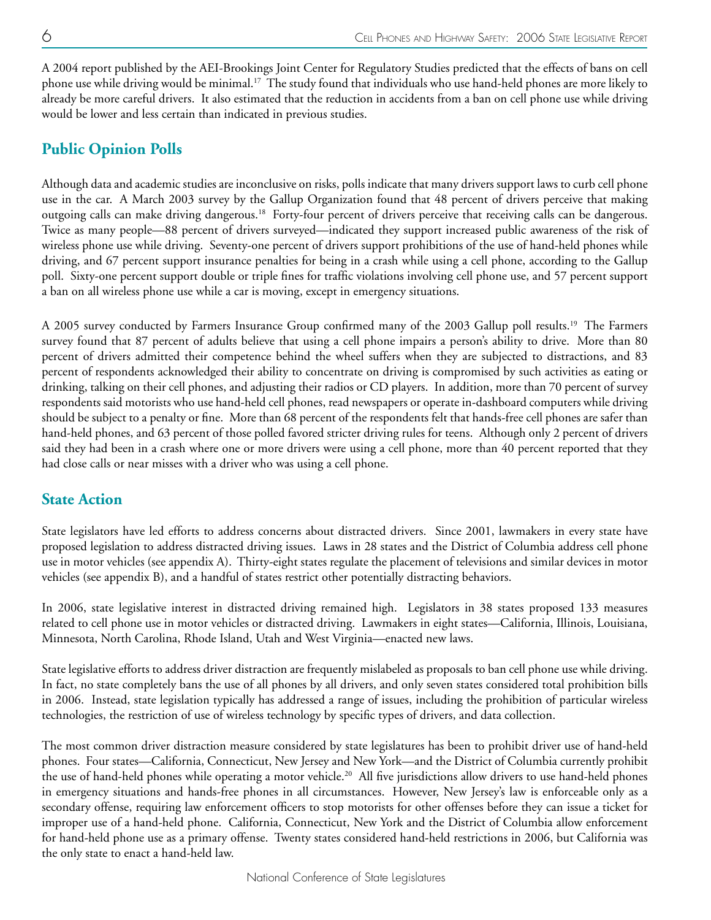A 2004 report published by the AEI-Brookings Joint Center for Regulatory Studies predicted that the effects of bans on cell phone use while driving would be minimal.[17] The study found that individuals who use hand-held phones are more likely to already be more careful drivers. It also estimated that the reduction in accidents from a ban on cell phone use while driving would be lower and less certain than indicated in previous studies.

## Public Opinion Polls

Although data and academic studies are inconclusive on risks, polls indicate that many drivers support laws to curb cell phone use in the car. A March 2003 survey by the Gallup Organization found that 48 percent of drivers perceive that making outgoing calls can make driving dangerous.[18] Forty-four percent of drivers perceive that receiving calls can be dangerous. Twice as many people—88 percent of drivers surveyed—indicated they support increased public awareness of the risk of wireless phone use while driving. Seventy-one percent of drivers support prohibitions of the use of hand-held phones while driving, and 67 percent support insurance penalties for being in a crash while using a cell phone, according to the Gallup poll. Sixty-one percent support double or triple fines for traffic violations involving cell phone use, and 57 percent support a ban on all wireless phone use while a car is moving, except in emergency situations.

A 2005 survey conducted by Farmers Insurance Group confirmed many of the 2003 Gallup poll results.[19] The Farmers survey found that 87 percent of adults believe that using a cell phone impairs a person's ability to drive. More than 80 percent of drivers admitted their competence behind the wheel suffers when they are subjected to distractions, and 83 percent of respondents acknowledged their ability to concentrate on driving is compromised by such activities as eating or drinking, talking on their cell phones, and adjusting their radios or CD players. In addition, more than 70 percent of survey respondents said motorists who use hand-held cell phones, read newspapers or operate in-dashboard computers while driving should be subject to a penalty or fine. More than 68 percent of the respondents felt that hands-free cell phones are safer than hand-held phones, and 63 percent of those polled favored stricter driving rules for teens. Although only 2 percent of drivers said they had been in a crash where one or more drivers were using a cell phone, more than 40 percent reported that they had close calls or near misses with a driver who was using a cell phone.

## State Action

State legislators have led efforts to address concerns about distracted drivers. Since 2001, lawmakers in every state have proposed legislation to address distracted driving issues. Laws in 28 states and the District of Columbia address cell phone use in motor vehicles (see appendix A). Thirty-eight states regulate the placement of televisions and similar devices in motor vehicles (see appendix B), and a handful of states restrict other potentially distracting behaviors.

In 2006, state legislative interest in distracted driving remained high. Legislators in 38 states proposed 133 measures related to cell phone use in motor vehicles or distracted driving. Lawmakers in eight states—California, Illinois, Louisiana, Minnesota, North Carolina, Rhode Island, Utah and West Virginia—enacted new laws.

State legislative efforts to address driver distraction are frequently mislabeled as proposals to ban cell phone use while driving. In fact, no state completely bans the use of all phones by all drivers, and only seven states considered total prohibition bills in 2006. Instead, state legislation typically has addressed a range of issues, including the prohibition of particular wireless technologies, the restriction of use of wireless technology by specific types of drivers, and data collection.

The most common driver distraction measure considered by state legislatures has been to prohibit driver use of hand-held phones. Four states—California, Connecticut, New Jersey and New York—and the District of Columbia currently prohibit the use of hand-held phones while operating a motor vehicle.[20] All five jurisdictions allow drivers to use hand-held phones in emergency situations and hands-free phones in all circumstances. However, New Jersey's law is enforceable only as a secondary offense, requiring law enforcement officers to stop motorists for other offenses before they can issue a ticket for improper use of a hand-held phone. California, Connecticut, New York and the District of Columbia allow enforcement for hand-held phone use as a primary offense. Twenty states considered hand-held restrictions in 2006, but California was the only state to enact a hand-held law.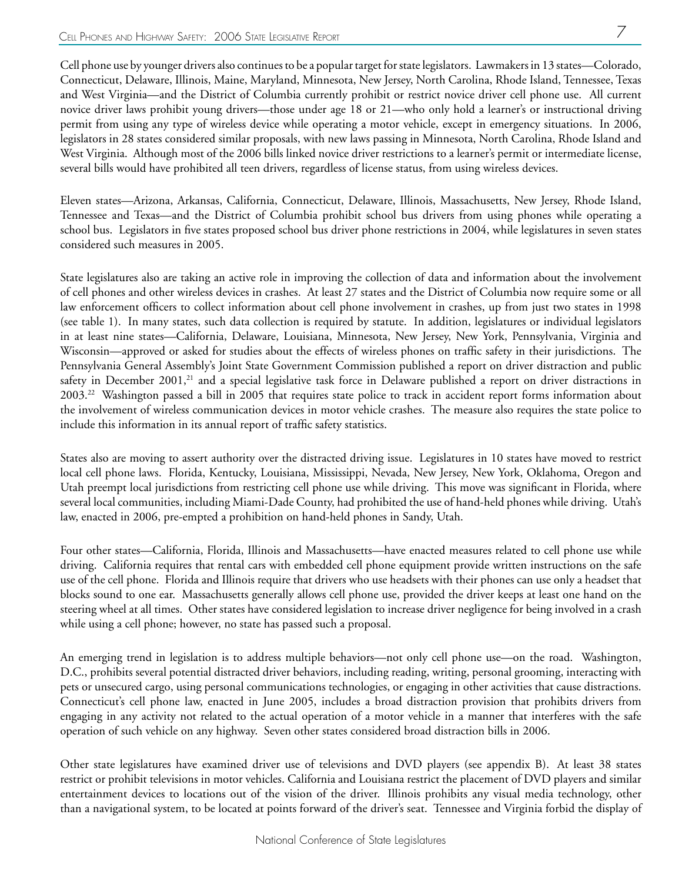Cell phone use by younger drivers also continues to be a popular target for state legislators. Lawmakers in 13 states—Colorado, Connecticut, Delaware, Illinois, Maine, Maryland, Minnesota, New Jersey, North Carolina, Rhode Island, Tennessee, Texas and West Virginia—and the District of Columbia currently prohibit or restrict novice driver cell phone use. All current novice driver laws prohibit young drivers—those under age 18 or 21—who only hold a learner's or instructional driving permit from using any type of wireless device while operating a motor vehicle, except in emergency situations. In 2006, legislators in 28 states considered similar proposals, with new laws passing in Minnesota, North Carolina, Rhode Island and West Virginia. Although most of the 2006 bills linked novice driver restrictions to a learner's permit or intermediate license, several bills would have prohibited all teen drivers, regardless of license status, from using wireless devices.

Eleven states—Arizona, Arkansas, California, Connecticut, Delaware, Illinois, Massachusetts, New Jersey, Rhode Island, Tennessee and Texas—and the District of Columbia prohibit school bus drivers from using phones while operating a school bus. Legislators in five states proposed school bus driver phone restrictions in 2004, while legislatures in seven states considered such measures in 2005.

State legislatures also are taking an active role in improving the collection of data and information about the involvement of cell phones and other wireless devices in crashes. At least 27 states and the District of Columbia now require some or all law enforcement officers to collect information about cell phone involvement in crashes, up from just two states in 1998 (see table 1). In many states, such data collection is required by statute. In addition, legislatures or individual legislators in at least nine states—California, Delaware, Louisiana, Minnesota, New Jersey, New York, Pennsylvania, Virginia and Wisconsin—approved or asked for studies about the effects of wireless phones on traffic safety in their jurisdictions. The Pennsylvania General Assembly's Joint State Government Commission published a report on driver distraction and public safety in December 2001,[21] and a special legislative task force in Delaware published a report on driver distractions in 2003.[22] Washington passed a bill in 2005 that requires state police to track in accident report forms information about the involvement of wireless communication devices in motor vehicle crashes. The measure also requires the state police to include this information in its annual report of traffic safety statistics.

States also are moving to assert authority over the distracted driving issue. Legislatures in 10 states have moved to restrict local cell phone laws. Florida, Kentucky, Louisiana, Mississippi, Nevada, New Jersey, New York, Oklahoma, Oregon and Utah preempt local jurisdictions from restricting cell phone use while driving. This move was significant in Florida, where several local communities, including Miami-Dade County, had prohibited the use of hand-held phones while driving. Utah's law, enacted in 2006, pre-empted a prohibition on hand-held phones in Sandy, Utah.

Four other states—California, Florida, Illinois and Massachusetts—have enacted measures related to cell phone use while driving. California requires that rental cars with embedded cell phone equipment provide written instructions on the safe use of the cell phone. Florida and Illinois require that drivers who use headsets with their phones can use only a headset that blocks sound to one ear. Massachusetts generally allows cell phone use, provided the driver keeps at least one hand on the steering wheel at all times. Other states have considered legislation to increase driver negligence for being involved in a crash while using a cell phone; however, no state has passed such a proposal.

An emerging trend in legislation is to address multiple behaviors—not only cell phone use—on the road. Washington, D.C., prohibits several potential distracted driver behaviors, including reading, writing, personal grooming, interacting with pets or unsecured cargo, using personal communications technologies, or engaging in other activities that cause distractions. Connecticut's cell phone law, enacted in June 2005, includes a broad distraction provision that prohibits drivers from engaging in any activity not related to the actual operation of a motor vehicle in a manner that interferes with the safe operation of such vehicle on any highway. Seven other states considered broad distraction bills in 2006.

Other state legislatures have examined driver use of televisions and DVD players (see appendix B). At least 38 states restrict or prohibit televisions in motor vehicles. California and Louisiana restrict the placement of DVD players and similar entertainment devices to locations out of the vision of the driver. Illinois prohibits any visual media technology, other than a navigational system, to be located at points forward of the driver's seat. Tennessee and Virginia forbid the display of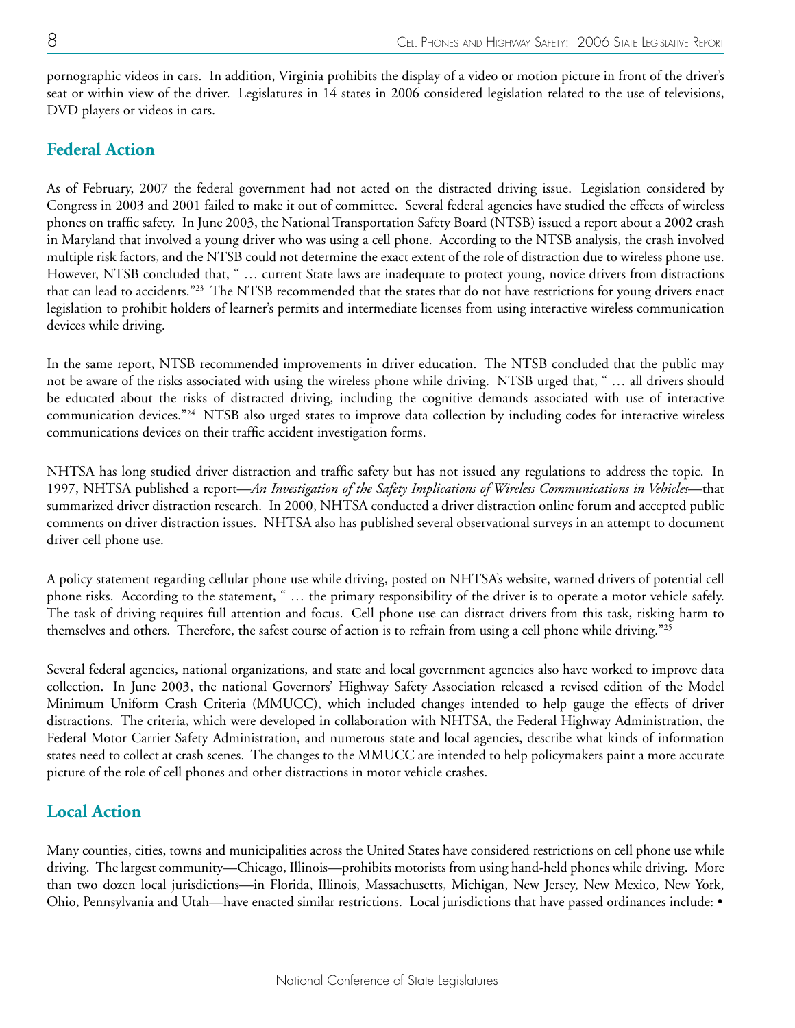pornographic videos in cars. In addition, Virginia prohibits the display of a video or motion picture in front of the driver's seat or within view of the driver. Legislatures in 14 states in 2006 considered legislation related to the use of televisions, DVD players or videos in cars.

## Federal Action

As of February, 2007 the federal government had not acted on the distracted driving issue. Legislation considered by Congress in 2003 and 2001 failed to make it out of committee. Several federal agencies have studied the effects of wireless phones on traffic safety. In June 2003, the National Transportation Safety Board (NTSB) issued a report about a 2002 crash in Maryland that involved a young driver who was using a cell phone. According to the NTSB analysis, the crash involved multiple risk factors, and the NTSB could not determine the exact extent of the role of distraction due to wireless phone use. However, NTSB concluded that, " … current State laws are inadequate to protect young, novice drivers from distractions that can lead to accidents."[23] The NTSB recommended that the states that do not have restrictions for young drivers enact legislation to prohibit holders of learner's permits and intermediate licenses from using interactive wireless communication devices while driving.

In the same report, NTSB recommended improvements in driver education. The NTSB concluded that the public may not be aware of the risks associated with using the wireless phone while driving. NTSB urged that, " … all drivers should be educated about the risks of distracted driving, including the cognitive demands associated with use of interactive communication devices."[24] NTSB also urged states to improve data collection by including codes for interactive wireless communications devices on their traffic accident investigation forms.

NHTSA has long studied driver distraction and traffic safety but has not issued any regulations to address the topic. In 1997, NHTSA published a report—*An Investigation of the Safety Implications of Wireless Communications in Vehicles*—that summarized driver distraction research. In 2000, NHTSA conducted a driver distraction online forum and accepted public comments on driver distraction issues. NHTSA also has published several observational surveys in an attempt to document driver cell phone use.

A policy statement regarding cellular phone use while driving, posted on NHTSA's website, warned drivers of potential cell phone risks. According to the statement, " … the primary responsibility of the driver is to operate a motor vehicle safely. The task of driving requires full attention and focus. Cell phone use can distract drivers from this task, risking harm to themselves and others. Therefore, the safest course of action is to refrain from using a cell phone while driving."[25]

Several federal agencies, national organizations, and state and local government agencies also have worked to improve data collection. In June 2003, the national Governors' Highway Safety Association released a revised edition of the Model Minimum Uniform Crash Criteria (MMUCC), which included changes intended to help gauge the effects of driver distractions. The criteria, which were developed in collaboration with NHTSA, the Federal Highway Administration, the Federal Motor Carrier Safety Administration, and numerous state and local agencies, describe what kinds of information states need to collect at crash scenes. The changes to the MMUCC are intended to help policymakers paint a more accurate picture of the role of cell phones and other distractions in motor vehicle crashes.

## Local Action

Many counties, cities, towns and municipalities across the United States have considered restrictions on cell phone use while driving. The largest community—Chicago, Illinois—prohibits motorists from using hand-held phones while driving. More than two dozen local jurisdictions—in Florida, Illinois, Massachusetts, Michigan, New Jersey, New Mexico, New York, Ohio, Pennsylvania and Utah—have enacted similar restrictions. Local jurisdictions that have passed ordinances include: •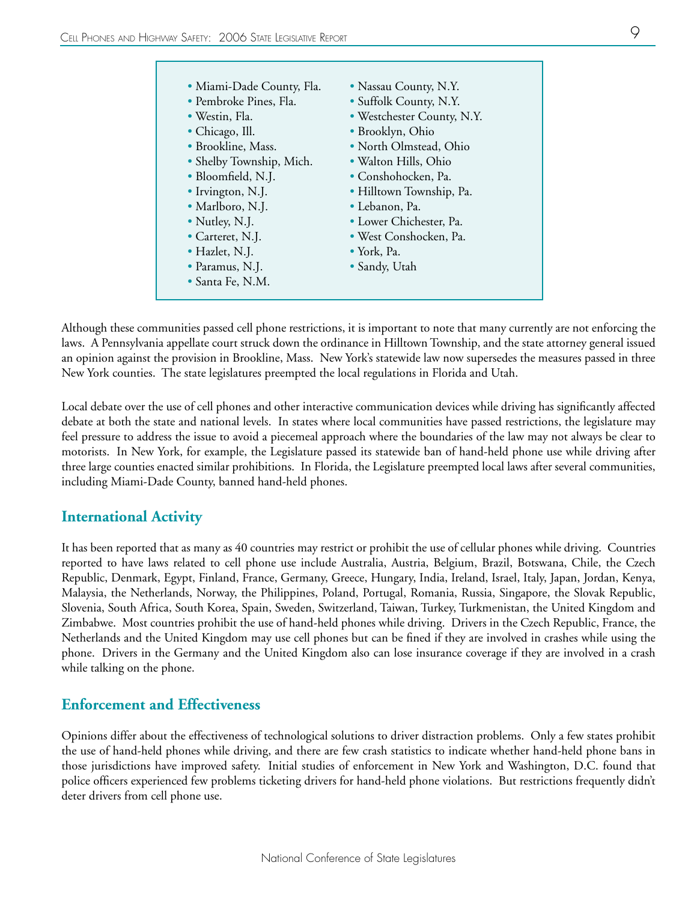- Miami-Dade County, Fla.
- Pembroke Pines, Fla.
- Westin, Fla.
- Chicago, Ill.
- Brookline, Mass.
- Shelby Township, Mich.
- Bloomfield, N.J.
- Irvington, N.J.
- Marlboro, N.J.
- Nutley, N.J.
- Carteret, N.J.
- Hazlet, N.J.
- Paramus, N.J.
- Santa Fe, N.M.
- Nassau County, N.Y.
- Suffolk County, N.Y.
- Westchester County, N.Y.
- Brooklyn, Ohio
- North Olmstead, Ohio
- Walton Hills, Ohio
- Conshohocken, Pa.
- Hilltown Township, Pa.
- Lebanon, Pa.
- Lower Chichester, Pa.
- West Conshocken, Pa.
- York, Pa.
- Sandy, Utah

Although these communities passed cell phone restrictions, it is important to note that many currently are not enforcing the laws. A Pennsylvania appellate court struck down the ordinance in Hilltown Township, and the state attorney general issued an opinion against the provision in Brookline, Mass. New York's statewide law now supersedes the measures passed in three New York counties. The state legislatures preempted the local regulations in Florida and Utah.

Local debate over the use of cell phones and other interactive communication devices while driving has significantly affected debate at both the state and national levels. In states where local communities have passed restrictions, the legislature may feel pressure to address the issue to avoid a piecemeal approach where the boundaries of the law may not always be clear to motorists. In New York, for example, the Legislature passed its statewide ban of hand-held phone use while driving after three large counties enacted similar prohibitions. In Florida, the Legislature preempted local laws after several communities, including Miami-Dade County, banned hand-held phones.

## International Activity

It has been reported that as many as 40 countries may restrict or prohibit the use of cellular phones while driving. Countries reported to have laws related to cell phone use include Australia, Austria, Belgium, Brazil, Botswana, Chile, the Czech Republic, Denmark, Egypt, Finland, France, Germany, Greece, Hungary, India, Ireland, Israel, Italy, Japan, Jordan, Kenya, Malaysia, the Netherlands, Norway, the Philippines, Poland, Portugal, Romania, Russia, Singapore, the Slovak Republic, Slovenia, South Africa, South Korea, Spain, Sweden, Switzerland, Taiwan, Turkey, Turkmenistan, the United Kingdom and Zimbabwe. Most countries prohibit the use of hand-held phones while driving. Drivers in the Czech Republic, France, the Netherlands and the United Kingdom may use cell phones but can be fined if they are involved in crashes while using the phone. Drivers in the Germany and the United Kingdom also can lose insurance coverage if they are involved in a crash while talking on the phone.

## Enforcement and Effectiveness

Opinions differ about the effectiveness of technological solutions to driver distraction problems. Only a few states prohibit the use of hand-held phones while driving, and there are few crash statistics to indicate whether hand-held phone bans in those jurisdictions have improved safety. Initial studies of enforcement in New York and Washington, D.C. found that police officers experienced few problems ticketing drivers for hand-held phone violations. But restrictions frequently didn't deter drivers from cell phone use.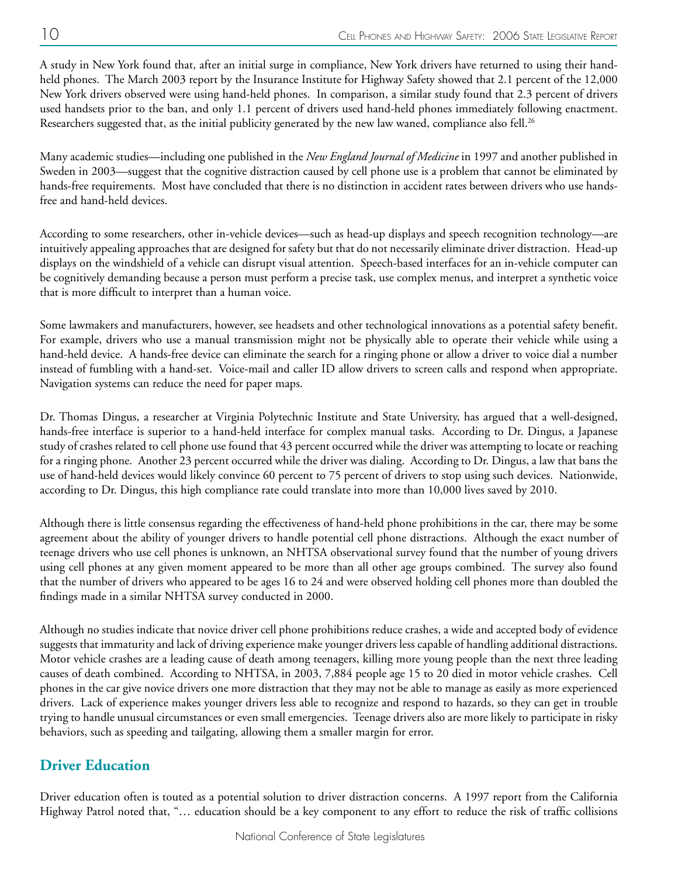A study in New York found that, after an initial surge in compliance, New York drivers have returned to using their hand-held phones. The March 2003 report by the Insurance Institute for Highway Safety showed that 2.1 percent of the 12,000 New York drivers observed were using hand-held phones. In comparison, a similar study found that 2.3 percent of drivers used handsets prior to the ban, and only 1.1 percent of drivers used hand-held phones immediately following enactment. Researchers suggested that, as the initial publicity generated by the new law waned, compliance also fell.[26]

Many academic studies—including one published in the *New England Journal of Medicine* in 1997 and another published in Sweden in 2003—suggest that the cognitive distraction caused by cell phone use is a problem that cannot be eliminated by hands-free requirements. Most have concluded that there is no distinction in accident rates between drivers who use hands-free and hand-held devices.

According to some researchers, other in-vehicle devices—such as head-up displays and speech recognition technology—are intuitively appealing approaches that are designed for safety but that do not necessarily eliminate driver distraction. Head-up displays on the windshield of a vehicle can disrupt visual attention. Speech-based interfaces for an in-vehicle computer can be cognitively demanding because a person must perform a precise task, use complex menus, and interpret a synthetic voice that is more difficult to interpret than a human voice.

Some lawmakers and manufacturers, however, see headsets and other technological innovations as a potential safety benefit. For example, drivers who use a manual transmission might not be physically able to operate their vehicle while using a hand-held device. A hands-free device can eliminate the search for a ringing phone or allow a driver to voice dial a number instead of fumbling with a hand-set. Voice-mail and caller ID allow drivers to screen calls and respond when appropriate. Navigation systems can reduce the need for paper maps.

Dr. Thomas Dingus, a researcher at Virginia Polytechnic Institute and State University, has argued that a well-designed, hands-free interface is superior to a hand-held interface for complex manual tasks. According to Dr. Dingus, a Japanese study of crashes related to cell phone use found that 43 percent occurred while the driver was attempting to locate or reaching for a ringing phone. Another 23 percent occurred while the driver was dialing. According to Dr. Dingus, a law that bans the use of hand-held devices would likely convince 60 percent to 75 percent of drivers to stop using such devices. Nationwide, according to Dr. Dingus, this high compliance rate could translate into more than 10,000 lives saved by 2010.

Although there is little consensus regarding the effectiveness of hand-held phone prohibitions in the car, there may be some agreement about the ability of younger drivers to handle potential cell phone distractions. Although the exact number of teenage drivers who use cell phones is unknown, an NHTSA observational survey found that the number of young drivers using cell phones at any given moment appeared to be more than all other age groups combined. The survey also found that the number of drivers who appeared to be ages 16 to 24 and were observed holding cell phones more than doubled the findings made in a similar NHTSA survey conducted in 2000.

Although no studies indicate that novice driver cell phone prohibitions reduce crashes, a wide and accepted body of evidence suggests that immaturity and lack of driving experience make younger drivers less capable of handling additional distractions. Motor vehicle crashes are a leading cause of death among teenagers, killing more young people than the next three leading causes of death combined. According to NHTSA, in 2003, 7,884 people age 15 to 20 died in motor vehicle crashes. Cell phones in the car give novice drivers one more distraction that they may not be able to manage as easily as more experienced drivers. Lack of experience makes younger drivers less able to recognize and respond to hazards, so they can get in trouble trying to handle unusual circumstances or even small emergencies. Teenage drivers also are more likely to participate in risky behaviors, such as speeding and tailgating, allowing them a smaller margin for error.

## Driver Education

Driver education often is touted as a potential solution to driver distraction concerns. A 1997 report from the California Highway Patrol noted that, "… education should be a key component to any effort to reduce the risk of traffic collisions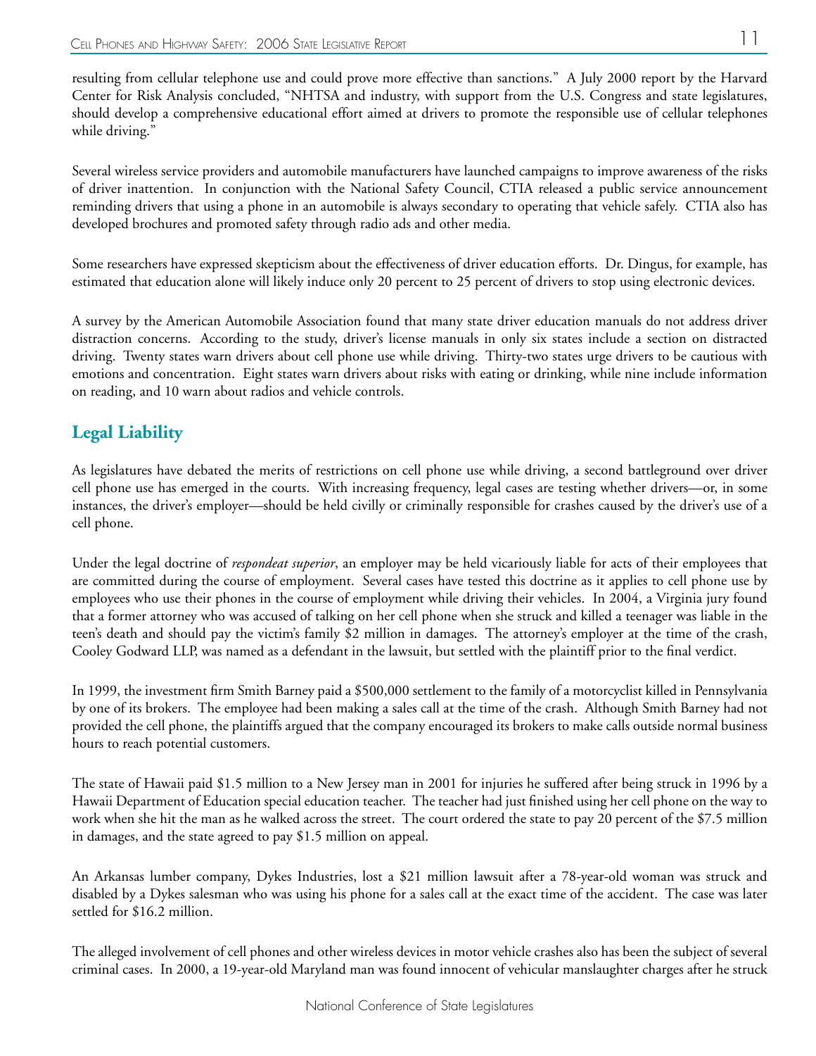resulting from cellular telephone use and could prove more effective than sanctions." A July 2000 report by the Harvard Center for Risk Analysis concluded, "NHTSA and industry, with support from the U.S. Congress and state legislatures, should develop a comprehensive educational effort aimed at drivers to promote the responsible use of cellular telephones while driving."

Several wireless service providers and automobile manufacturers have launched campaigns to improve awareness of the risks of driver inattention. In conjunction with the National Safety Council, CTIA released a public service announcement reminding drivers that using a phone in an automobile is always secondary to operating that vehicle safely. CTIA also has developed brochures and promoted safety through radio ads and other media.

Some researchers have expressed skepticism about the effectiveness of driver education efforts. Dr. Dingus, for example, has estimated that education alone will likely induce only 20 percent to 25 percent of drivers to stop using electronic devices.

A survey by the American Automobile Association found that many state driver education manuals do not address driver distraction concerns. According to the study, driver's license manuals in only six states include a section on distracted driving. Twenty states warn drivers about cell phone use while driving. Thirty-two states urge drivers to be cautious with emotions and concentration. Eight states warn drivers about risks with eating or drinking, while nine include information on reading, and 10 warn about radios and vehicle controls.

## Legal Liability

As legislatures have debated the merits of restrictions on cell phone use while driving, a second battleground over driver cell phone use has emerged in the courts. With increasing frequency, legal cases are testing whether drivers—or, in some instances, the driver's employer—should be held civilly or criminally responsible for crashes caused by the driver's use of a cell phone.

Under the legal doctrine of *respondeat superior*, an employer may be held vicariously liable for acts of their employees that are committed during the course of employment. Several cases have tested this doctrine as it applies to cell phone use by employees who use their phones in the course of employment while driving their vehicles. In 2004, a Virginia jury found that a former attorney who was accused of talking on her cell phone when she struck and killed a teenager was liable in the teen's death and should pay the victim's family $2 million in damages. The attorney's employer at the time of the crash, Cooley Godward LLP, was named as a defendant in the lawsuit, but settled with the plaintiff prior to the final verdict.

In 1999, the investment firm Smith Barney paid a $500,000 settlement to the family of a motorcyclist killed in Pennsylvania by one of its brokers. The employee had been making a sales call at the time of the crash. Although Smith Barney had not provided the cell phone, the plaintiffs argued that the company encouraged its brokers to make calls outside normal business hours to reach potential customers.

The state of Hawaii paid $1.5 million to a New Jersey man in 2001 for injuries he suffered after being struck in 1996 by a Hawaii Department of Education special education teacher. The teacher had just finished using her cell phone on the way to work when she hit the man as he walked across the street. The court ordered the state to pay 20 percent of the $7.5 million in damages, and the state agreed to pay $1.5 million on appeal.

An Arkansas lumber company, Dykes Industries, lost a $21 million lawsuit after a 78-year-old woman was struck and disabled by a Dykes salesman who was using his phone for a sales call at the exact time of the accident. The case was later settled for $16.2 million.

The alleged involvement of cell phones and other wireless devices in motor vehicle crashes also has been the subject of several criminal cases. In 2000, a 19-year-old Maryland man was found innocent of vehicular manslaughter charges after he struck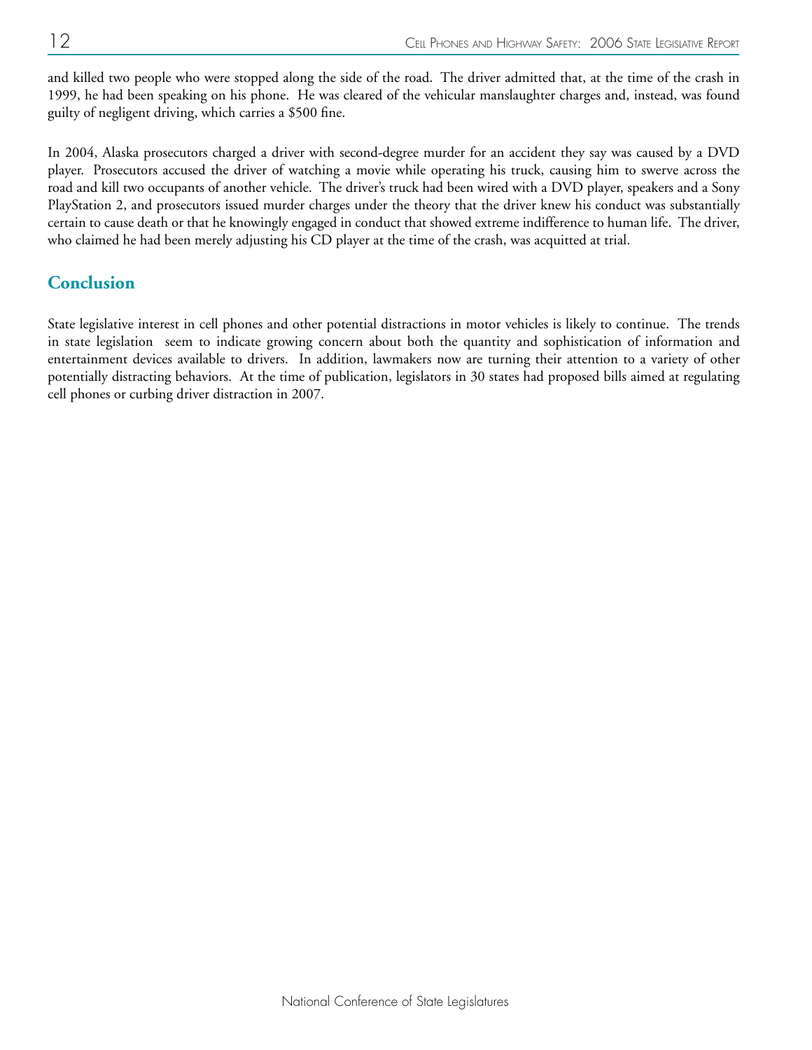and killed two people who were stopped along the side of the road. The driver admitted that, at the time of the crash in 1999, he had been speaking on his phone. He was cleared of the vehicular manslaughter charges and, instead, was found guilty of negligent driving, which carries a $500 fine.

In 2004, Alaska prosecutors charged a driver with second-degree murder for an accident they say was caused by a DVD player. Prosecutors accused the driver of watching a movie while operating his truck, causing him to swerve across the road and kill two occupants of another vehicle. The driver's truck had been wired with a DVD player, speakers and a Sony PlayStation 2, and prosecutors issued murder charges under the theory that the driver knew his conduct was substantially certain to cause death or that he knowingly engaged in conduct that showed extreme indifference to human life. The driver, who claimed he had been merely adjusting his CD player at the time of the crash, was acquitted at trial.

## Conclusion

State legislative interest in cell phones and other potential distractions in motor vehicles is likely to continue. The trends in state legislation seem to indicate growing concern about both the quantity and sophistication of information and entertainment devices available to drivers. In addition, lawmakers now are turning their attention to a variety of other potentially distracting behaviors. At the time of publication, legislators in 30 states had proposed bills aimed at regulating cell phones or curbing driver distraction in 2007.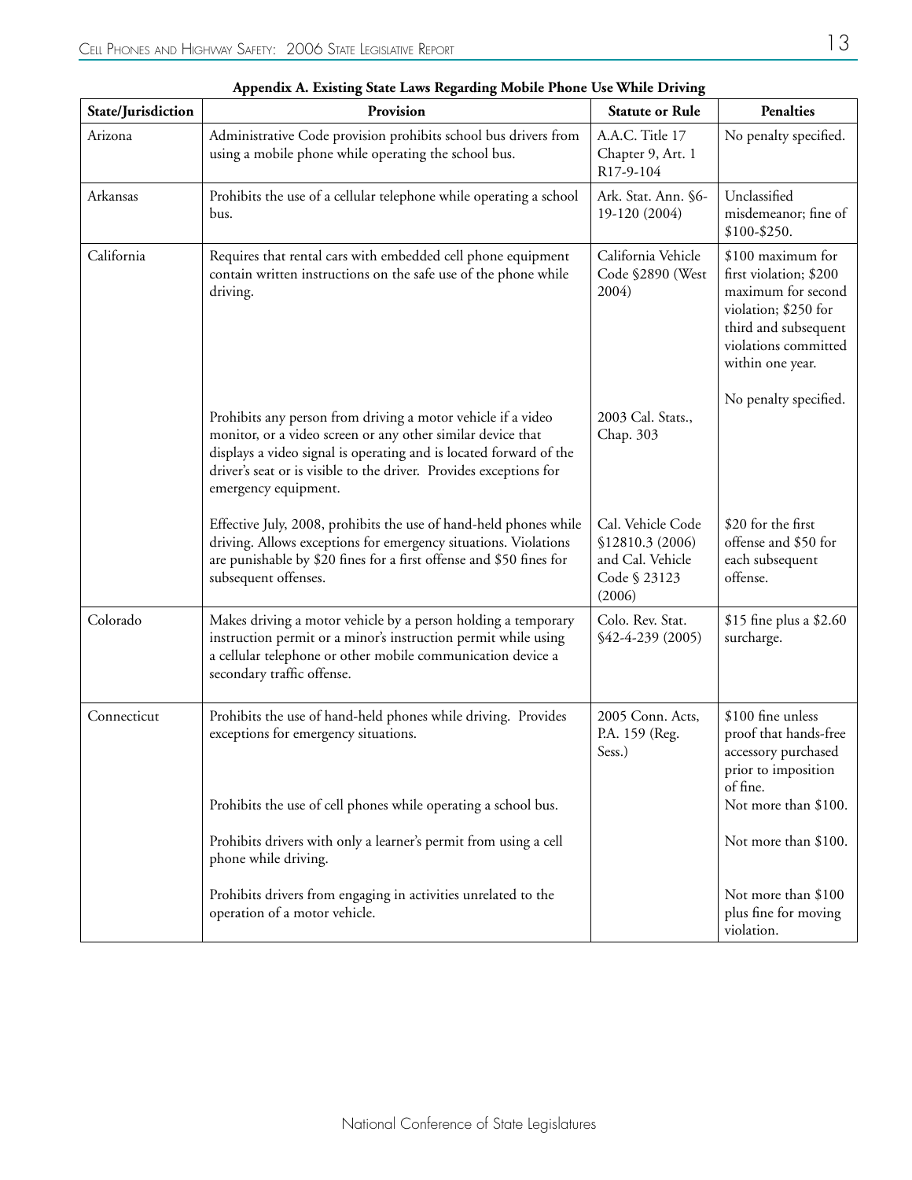**Appendix A. Existing State Laws Regarding Mobile Phone Use While Driving**

| State/Jurisdiction | Provision | Statute or Rule | Penalties |
|---|---|---|---|
| Arizona | Administrative Code provision prohibits school bus drivers from using a mobile phone while operating the school bus. | A.A.C. Title 17 Chapter 9, Art. 1 R17-9-104 | No penalty specified. |
| Arkansas | Prohibits the use of a cellular telephone while operating a school bus. | Ark. Stat. Ann. §6-19-120 (2004) | Unclassified misdemeanor; fine of $100-$250. |
| California | Requires that rental cars with embedded cell phone equipment contain written instructions on the safe use of the phone while driving. | California Vehicle Code §2890 (West 2004) | $100 maximum for first violation; $200 maximum for second violation; $250 for third and subsequent violations committed within one year. |
| | Prohibits any person from driving a motor vehicle if a video monitor, or a video screen or any other similar device that displays a video signal is operating and is located forward of the driver's seat or is visible to the driver. Provides exceptions for emergency equipment. | 2003 Cal. Stats., Chap. 303 | No penalty specified. |
| | Effective July, 2008, prohibits the use of hand-held phones while driving. Allows exceptions for emergency situations. Violations are punishable by $20 fines for a first offense and $50 fines for subsequent offenses. | Cal. Vehicle Code §12810.3 (2006) and Cal. Vehicle Code § 23123 (2006) | $20 for the first offense and $50 for each subsequent offense. |
| Colorado | Makes driving a motor vehicle by a person holding a temporary instruction permit or a minor's instruction permit while using a cellular telephone or other mobile communication device a secondary traffic offense. | Colo. Rev. Stat. §42-4-239 (2005) | $15 fine plus a $2.60 surcharge. |
| Connecticut | Prohibits the use of hand-held phones while driving. Provides exceptions for emergency situations. | 2005 Conn. Acts, P.A. 159 (Reg. Sess.) | $100 fine unless proof that hands-free accessory purchased prior to imposition of fine. |
| | Prohibits the use of cell phones while operating a school bus. | | Not more than $100. |
| | Prohibits drivers with only a learner's permit from using a cell phone while driving. | | Not more than $100. |
| | Prohibits drivers from engaging in activities unrelated to the operation of a motor vehicle. | | Not more than $100 plus fine for moving violation. |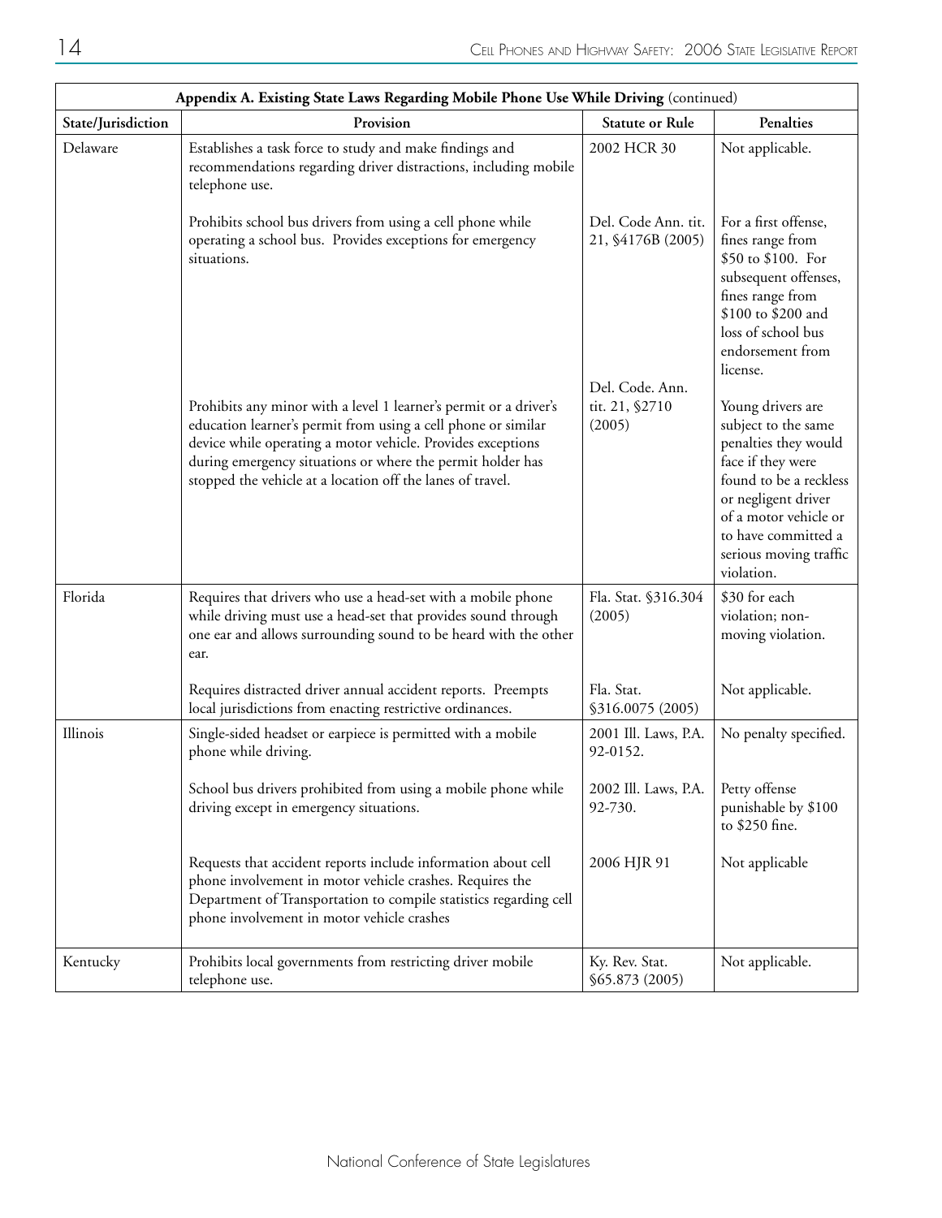| Appendix A. Existing State Laws Regarding Mobile Phone Use While Driving (continued) | | | |
|---|---|---|---|
| **State/Jurisdiction** | **Provision** | **Statute or Rule** | **Penalties** |
| Delaware | Establishes a task force to study and make findings and recommendations regarding driver distractions, including mobile telephone use. | 2002 HCR 30 | Not applicable. |
| | Prohibits school bus drivers from using a cell phone while operating a school bus. Provides exceptions for emergency situations. | Del. Code Ann. tit. 21, §4176B (2005) | For a first offense, fines range from $50 to $100. For subsequent offenses, fines range from $100 to $200 and loss of school bus endorsement from license. |
| | Prohibits any minor with a level 1 learner's permit or a driver's education learner's permit from using a cell phone or similar device while operating a motor vehicle. Provides exceptions during emergency situations or where the permit holder has stopped the vehicle at a location off the lanes of travel. | Del. Code. Ann. tit. 21, §2710 (2005) | Young drivers are subject to the same penalties they would face if they were found to be a reckless or negligent driver of a motor vehicle or to have committed a serious moving traffic violation. |
| Florida | Requires that drivers who use a head-set with a mobile phone while driving must use a head-set that provides sound through one ear and allows surrounding sound to be heard with the other ear. | Fla. Stat. §316.304 (2005) | $30 for each violation; non-moving violation. |
| | Requires distracted driver annual accident reports. Preempts local jurisdictions from enacting restrictive ordinances. | Fla. Stat. §316.0075 (2005) | Not applicable. |
| Illinois | Single-sided headset or earpiece is permitted with a mobile phone while driving. | 2001 Ill. Laws, P.A. 92-0152. | No penalty specified. |
| | School bus drivers prohibited from using a mobile phone while driving except in emergency situations. | 2002 Ill. Laws, P.A. 92-730. | Petty offense punishable by $100 to $250 fine. |
| | Requests that accident reports include information about cell phone involvement in motor vehicle crashes. Requires the Department of Transportation to compile statistics regarding cell phone involvement in motor vehicle crashes | 2006 HJR 91 | Not applicable |
| Kentucky | Prohibits local governments from restricting driver mobile telephone use. | Ky. Rev. Stat. §65.873 (2005) | Not applicable. |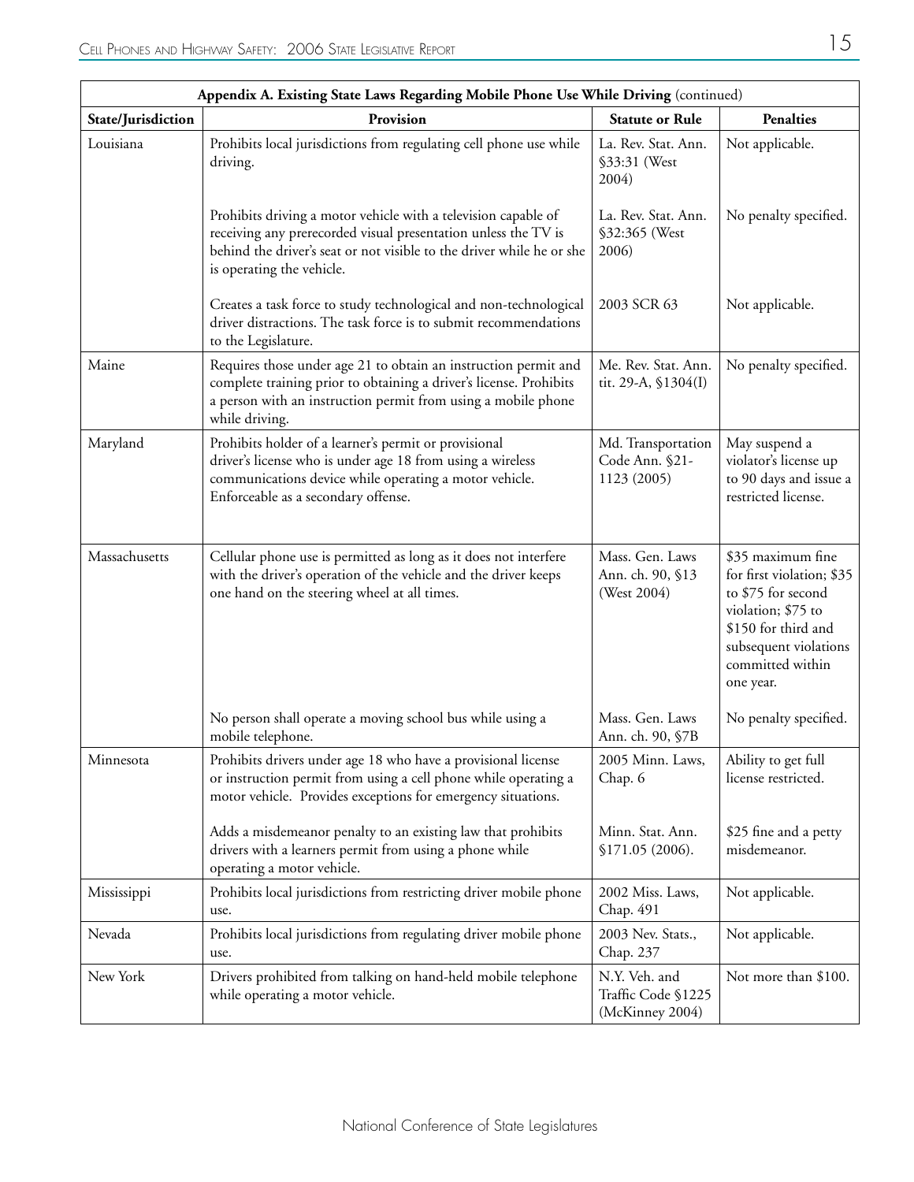| Appendix A. Existing State Laws Regarding Mobile Phone Use While Driving (continued) | | | |
|---|---|---|---|
| **State/Jurisdiction** | **Provision** | **Statute or Rule** | **Penalties** |
| Louisiana | Prohibits local jurisdictions from regulating cell phone use while driving. | La. Rev. Stat. Ann. §33:31 (West 2004) | Not applicable. |
| | Prohibits driving a motor vehicle with a television capable of receiving any prerecorded visual presentation unless the TV is behind the driver's seat or not visible to the driver while he or she is operating the vehicle. | La. Rev. Stat. Ann. §32:365 (West 2006) | No penalty specified. |
| | Creates a task force to study technological and non-technological driver distractions. The task force is to submit recommendations to the Legislature. | 2003 SCR 63 | Not applicable. |
| Maine | Requires those under age 21 to obtain an instruction permit and complete training prior to obtaining a driver's license. Prohibits a person with an instruction permit from using a mobile phone while driving. | Me. Rev. Stat. Ann. tit. 29-A, §1304(I) | No penalty specified. |
| Maryland | Prohibits holder of a learner's permit or provisional driver's license who is under age 18 from using a wireless communications device while operating a motor vehicle. Enforceable as a secondary offense. | Md. Transportation Code Ann. §21-1123 (2005) | May suspend a violator's license up to 90 days and issue a restricted license. |
| Massachusetts | Cellular phone use is permitted as long as it does not interfere with the driver's operation of the vehicle and the driver keeps one hand on the steering wheel at all times. | Mass. Gen. Laws Ann. ch. 90, §13 (West 2004) | $35 maximum fine for first violation; $35 to $75 for second violation; $75 to $150 for third and subsequent violations committed within one year. |
| | No person shall operate a moving school bus while using a mobile telephone. | Mass. Gen. Laws Ann. ch. 90, §7B | No penalty specified. |
| Minnesota | Prohibits drivers under age 18 who have a provisional license or instruction permit from using a cell phone while operating a motor vehicle. Provides exceptions for emergency situations. | 2005 Minn. Laws, Chap. 6 | Ability to get full license restricted. |
| | Adds a misdemeanor penalty to an existing law that prohibits drivers with a learners permit from using a phone while operating a motor vehicle. | Minn. Stat. Ann. §171.05 (2006). | $25 fine and a petty misdemeanor. |
| Mississippi | Prohibits local jurisdictions from restricting driver mobile phone use. | 2002 Miss. Laws, Chap. 491 | Not applicable. |
| Nevada | Prohibits local jurisdictions from regulating driver mobile phone use. | 2003 Nev. Stats., Chap. 237 | Not applicable. |
| New York | Drivers prohibited from talking on hand-held mobile telephone while operating a motor vehicle. | N.Y. Veh. and Traffic Code §1225 (McKinney 2004) | Not more than $100. |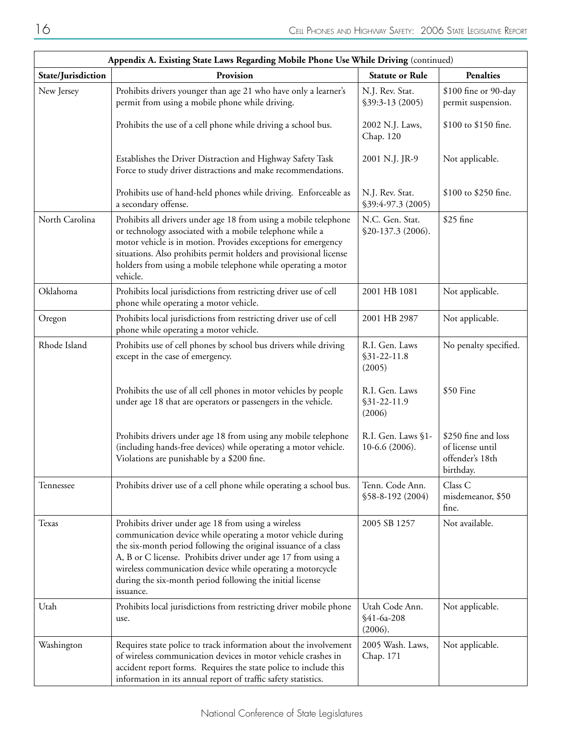| Appendix A. Existing State Laws Regarding Mobile Phone Use While Driving (continued) | | | |
|---|---|---|---|
| **State/Jurisdiction** | **Provision** | **Statute or Rule** | **Penalties** |
| New Jersey | Prohibits drivers younger than age 21 who have only a learner's permit from using a mobile phone while driving. | N.J. Rev. Stat. §39:3-13 (2005) | $100 fine or 90-day permit suspension. |
| | Prohibits the use of a cell phone while driving a school bus. | 2002 N.J. Laws, Chap. 120 | $100 to $150 fine. |
| | Establishes the Driver Distraction and Highway Safety Task Force to study driver distractions and make recommendations. | 2001 N.J. JR-9 | Not applicable. |
| | Prohibits use of hand-held phones while driving. Enforceable as a secondary offense. | N.J. Rev. Stat. §39:4-97.3 (2005) | $100 to $250 fine. |
| North Carolina | Prohibits all drivers under age 18 from using a mobile telephone or technology associated with a mobile telephone while a motor vehicle is in motion. Provides exceptions for emergency situations. Also prohibits permit holders and provisional license holders from using a mobile telephone while operating a motor vehicle. | N.C. Gen. Stat. §20-137.3 (2006). | $25 fine |
| Oklahoma | Prohibits local jurisdictions from restricting driver use of cell phone while operating a motor vehicle. | 2001 HB 1081 | Not applicable. |
| Oregon | Prohibits local jurisdictions from restricting driver use of cell phone while operating a motor vehicle. | 2001 HB 2987 | Not applicable. |
| Rhode Island | Prohibits use of cell phones by school bus drivers while driving except in the case of emergency. | R.I. Gen. Laws §31-22-11.8 (2005) | No penalty specified. |
| | Prohibits the use of all cell phones in motor vehicles by people under age 18 that are operators or passengers in the vehicle. | R.I. Gen. Laws §31-22-11.9 (2006) | $50 Fine |
| | Prohibits drivers under age 18 from using any mobile telephone (including hands-free devices) while operating a motor vehicle. Violations are punishable by a $200 fine. | R.I. Gen. Laws §1-10-6.6 (2006). | $250 fine and loss of license until offender's 18th birthday. |
| Tennessee | Prohibits driver use of a cell phone while operating a school bus. | Tenn. Code Ann. §58-8-192 (2004) | Class C misdemeanor, $50 fine. |
| Texas | Prohibits driver under age 18 from using a wireless communication device while operating a motor vehicle during the six-month period following the original issuance of a class A, B or C license. Prohibits driver under age 17 from using a wireless communication device while operating a motorcycle during the six-month period following the initial license issuance. | 2005 SB 1257 | Not available. |
| Utah | Prohibits local jurisdictions from restricting driver mobile phone use. | Utah Code Ann. §41-6a-208 (2006). | Not applicable. |
| Washington | Requires state police to track information about the involvement of wireless communication devices in motor vehicle crashes in accident report forms. Requires the state police to include this information in its annual report of traffic safety statistics. | 2005 Wash. Laws, Chap. 171 | Not applicable. |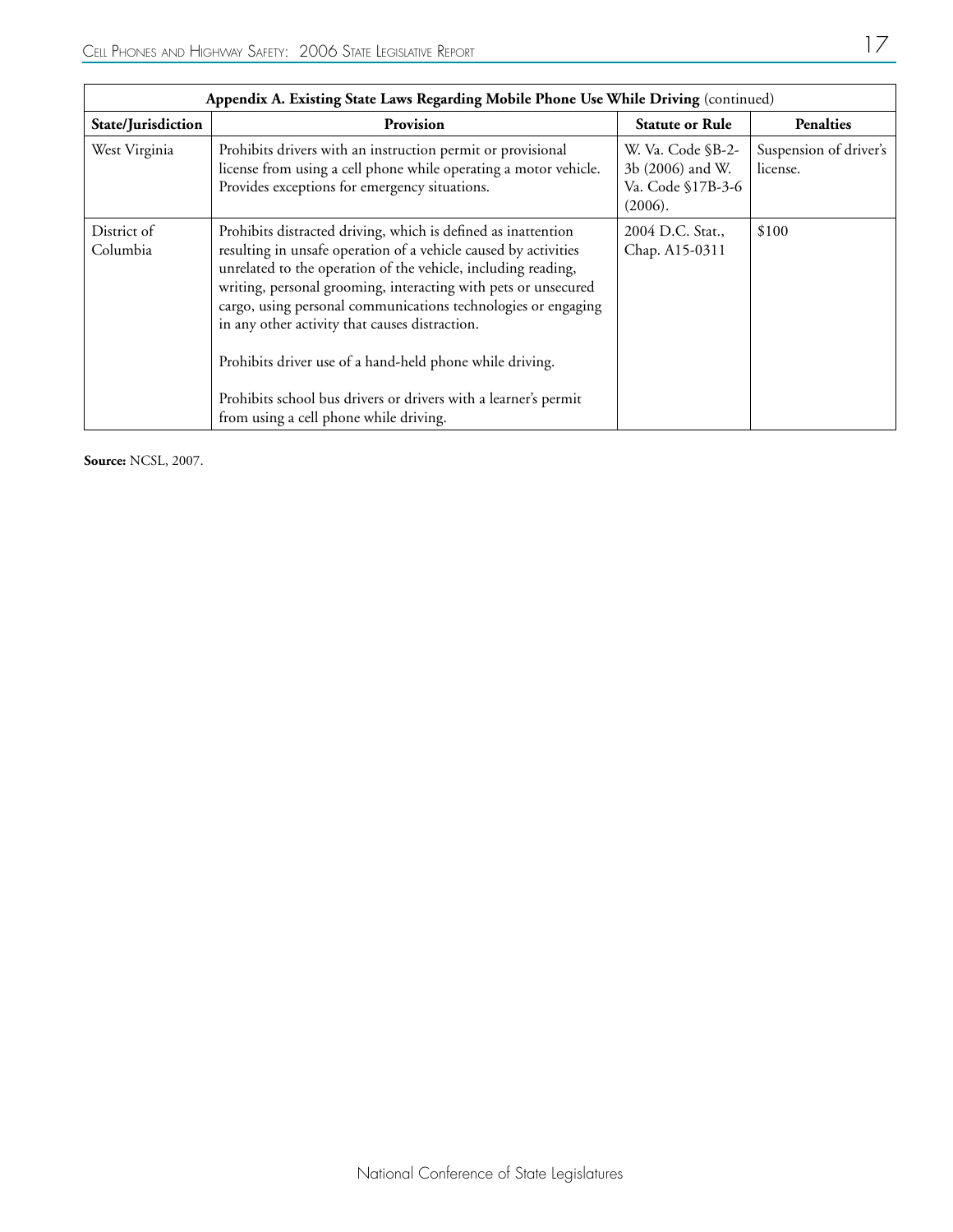| Appendix A. Existing State Laws Regarding Mobile Phone Use While Driving (continued) | | | |
|---|---|---|---|
| **State/Jurisdiction** | **Provision** | **Statute or Rule** | **Penalties** |
| West Virginia | Prohibits drivers with an instruction permit or provisional license from using a cell phone while operating a motor vehicle. Provides exceptions for emergency situations. | W. Va. Code §B-2-3b (2006) and W. Va. Code §17B-3-6 (2006). | Suspension of driver's license. |
| District of Columbia | Prohibits distracted driving, which is defined as inattention resulting in unsafe operation of a vehicle caused by activities unrelated to the operation of the vehicle, including reading, writing, personal grooming, interacting with pets or unsecured cargo, using personal communications technologies or engaging in any other activity that causes distraction.<br><br>Prohibits driver use of a hand-held phone while driving.<br><br>Prohibits school bus drivers or drivers with a learner's permit from using a cell phone while driving. | 2004 D.C. Stat., Chap. A15-0311 | $100 |

**Source:** NCSL, 2007.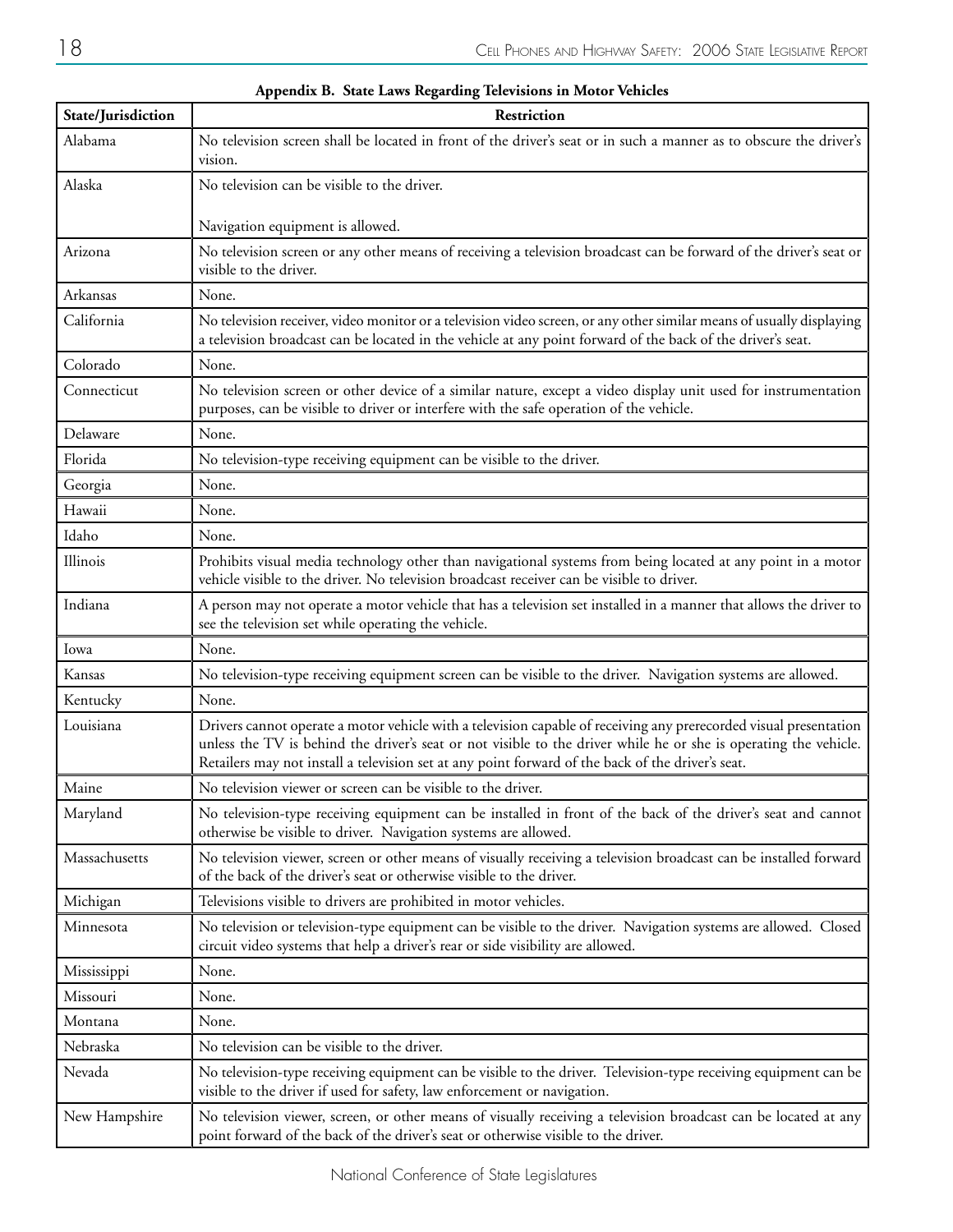**Appendix B. State Laws Regarding Televisions in Motor Vehicles**

| State/Jurisdiction | Restriction |
|---|---|
| Alabama | No television screen shall be located in front of the driver's seat or in such a manner as to obscure the driver's vision. |
| Alaska | No television can be visible to the driver.<br><br>Navigation equipment is allowed. |
| Arizona | No television screen or any other means of receiving a television broadcast can be forward of the driver's seat or visible to the driver. |
| Arkansas | None. |
| California | No television receiver, video monitor or a television video screen, or any other similar means of usually displaying a television broadcast can be located in the vehicle at any point forward of the back of the driver's seat. |
| Colorado | None. |
| Connecticut | No television screen or other device of a similar nature, except a video display unit used for instrumentation purposes, can be visible to driver or interfere with the safe operation of the vehicle. |
| Delaware | None. |
| Florida | No television-type receiving equipment can be visible to the driver. |
| Georgia | None. |
| Hawaii | None. |
| Idaho | None. |
| Illinois | Prohibits visual media technology other than navigational systems from being located at any point in a motor vehicle visible to the driver. No television broadcast receiver can be visible to driver. |
| Indiana | A person may not operate a motor vehicle that has a television set installed in a manner that allows the driver to see the television set while operating the vehicle. |
| Iowa | None. |
| Kansas | No television-type receiving equipment screen can be visible to the driver. Navigation systems are allowed. |
| Kentucky | None. |
| Louisiana | Drivers cannot operate a motor vehicle with a television capable of receiving any prerecorded visual presentation unless the TV is behind the driver's seat or not visible to the driver while he or she is operating the vehicle. Retailers may not install a television set at any point forward of the back of the driver's seat. |
| Maine | No television viewer or screen can be visible to the driver. |
| Maryland | No television-type receiving equipment can be installed in front of the back of the driver's seat and cannot otherwise be visible to driver. Navigation systems are allowed. |
| Massachusetts | No television viewer, screen or other means of visually receiving a television broadcast can be installed forward of the back of the driver's seat or otherwise visible to the driver. |
| Michigan | Televisions visible to drivers are prohibited in motor vehicles. |
| Minnesota | No television or television-type equipment can be visible to the driver. Navigation systems are allowed. Closed circuit video systems that help a driver's rear or side visibility are allowed. |
| Mississippi | None. |
| Missouri | None. |
| Montana | None. |
| Nebraska | No television can be visible to the driver. |
| Nevada | No television-type receiving equipment can be visible to the driver. Television-type receiving equipment can be visible to the driver if used for safety, law enforcement or navigation. |
| New Hampshire | No television viewer, screen, or other means of visually receiving a television broadcast can be located at any point forward of the back of the driver's seat or otherwise visible to the driver. |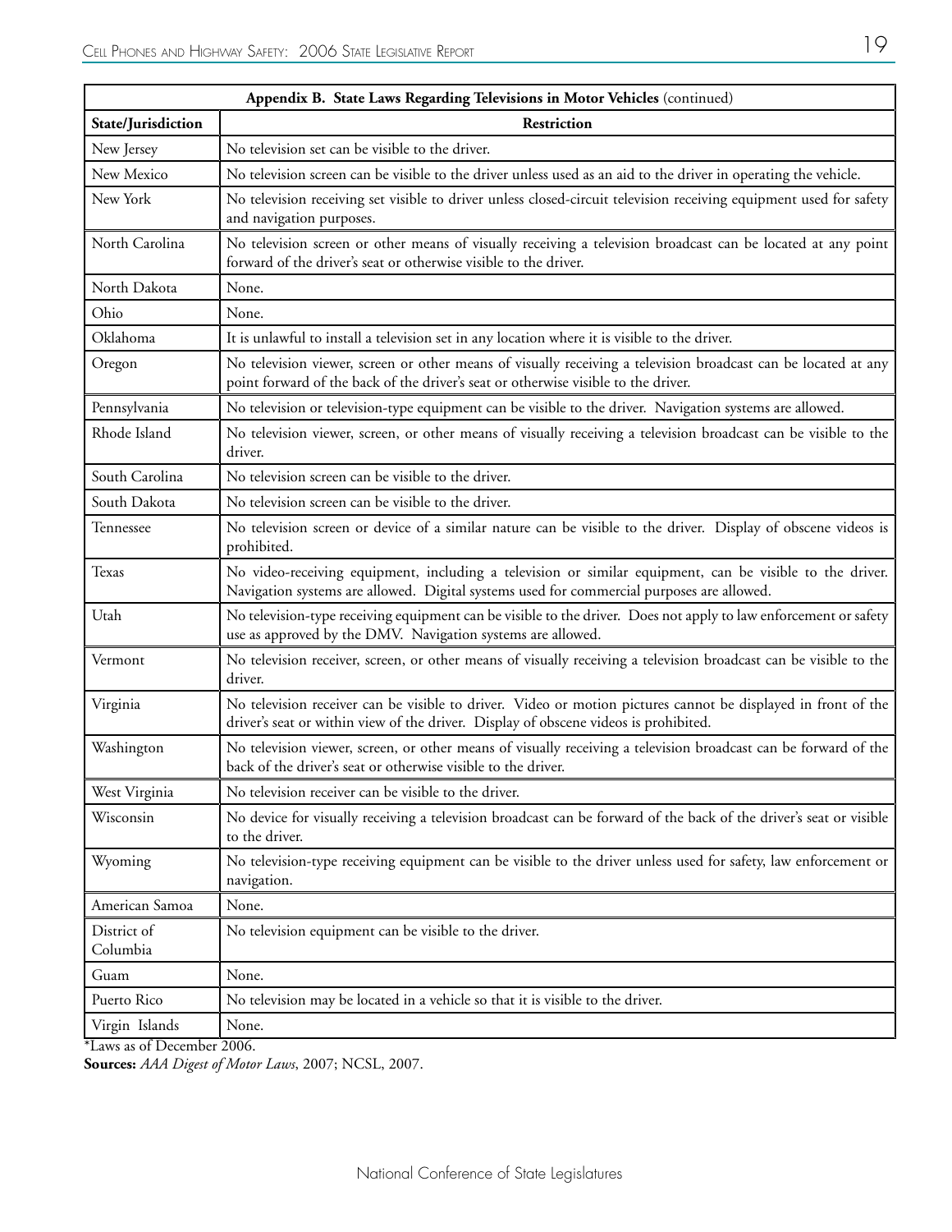| **Appendix B. State Laws Regarding Televisions in Motor Vehicles** (continued) | |
|---|---|
| **State/Jurisdiction** | **Restriction** |
| New Jersey | No television set can be visible to the driver. |
| New Mexico | No television screen can be visible to the driver unless used as an aid to the driver in operating the vehicle. |
| New York | No television receiving set visible to driver unless closed-circuit television receiving equipment used for safety and navigation purposes. |
| North Carolina | No television screen or other means of visually receiving a television broadcast can be located at any point forward of the driver's seat or otherwise visible to the driver. |
| North Dakota | None. |
| Ohio | None. |
| Oklahoma | It is unlawful to install a television set in any location where it is visible to the driver. |
| Oregon | No television viewer, screen or other means of visually receiving a television broadcast can be located at any point forward of the back of the driver's seat or otherwise visible to the driver. |
| Pennsylvania | No television or television-type equipment can be visible to the driver. Navigation systems are allowed. |
| Rhode Island | No television viewer, screen, or other means of visually receiving a television broadcast can be visible to the driver. |
| South Carolina | No television screen can be visible to the driver. |
| South Dakota | No television screen can be visible to the driver. |
| Tennessee | No television screen or device of a similar nature can be visible to the driver. Display of obscene videos is prohibited. |
| Texas | No video-receiving equipment, including a television or similar equipment, can be visible to the driver. Navigation systems are allowed. Digital systems used for commercial purposes are allowed. |
| Utah | No television-type receiving equipment can be visible to the driver. Does not apply to law enforcement or safety use as approved by the DMV. Navigation systems are allowed. |
| Vermont | No television receiver, screen, or other means of visually receiving a television broadcast can be visible to the driver. |
| Virginia | No television receiver can be visible to driver. Video or motion pictures cannot be displayed in front of the driver's seat or within view of the driver. Display of obscene videos is prohibited. |
| Washington | No television viewer, screen, or other means of visually receiving a television broadcast can be forward of the back of the driver's seat or otherwise visible to the driver. |
| West Virginia | No television receiver can be visible to the driver. |
| Wisconsin | No device for visually receiving a television broadcast can be forward of the back of the driver's seat or visible to the driver. |
| Wyoming | No television-type receiving equipment can be visible to the driver unless used for safety, law enforcement or navigation. |
| American Samoa | None. |
| District of Columbia | No television equipment can be visible to the driver. |
| Guam | None. |
| Puerto Rico | No television may be located in a vehicle so that it is visible to the driver. |
| Virgin Islands | None. |

*Laws as of December 2006.

**Sources:** *AAA Digest of Motor Laws*, 2007; NCSL, 2007.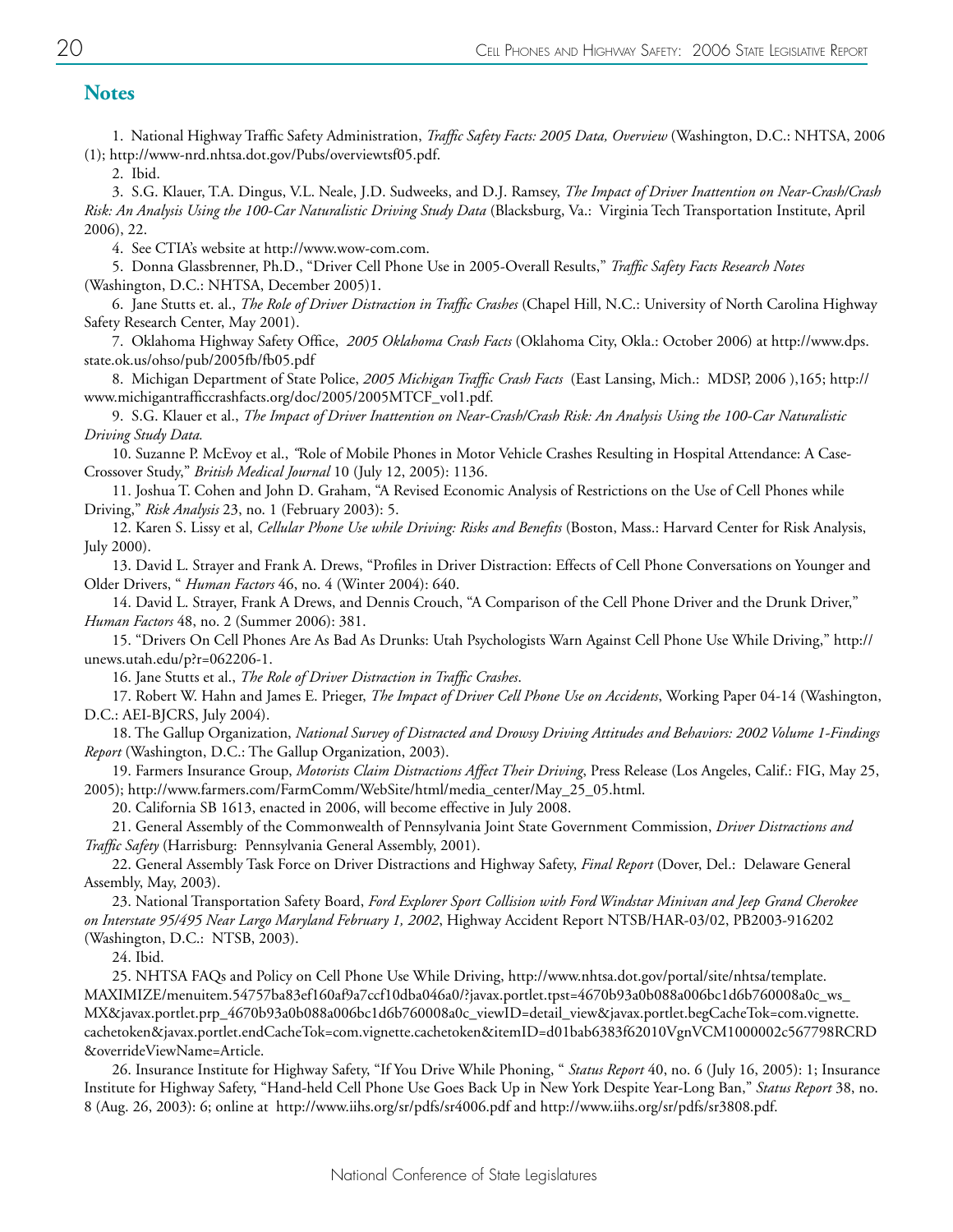## Notes

1. National Highway Traffic Safety Administration, *Traffic Safety Facts: 2005 Data, Overview* (Washington, D.C.: NHTSA, 2006 (1); http://www-nrd.nhtsa.dot.gov/Pubs/overviewtsf05.pdf.

2. Ibid.

3. S.G. Klauer, T.A. Dingus, V.L. Neale, J.D. Sudweeks, and D.J. Ramsey, *The Impact of Driver Inattention on Near-Crash/Crash Risk: An Analysis Using the 100-Car Naturalistic Driving Study Data* (Blacksburg, Va.: Virginia Tech Transportation Institute, April 2006), 22.

4. See CTIA's website at http://www.wow-com.com.

5. Donna Glassbrenner, Ph.D., "Driver Cell Phone Use in 2005-Overall Results," *Traffic Safety Facts Research Notes* (Washington, D.C.: NHTSA, December 2005)1.

6. Jane Stutts et. al., *The Role of Driver Distraction in Traffic Crashes* (Chapel Hill, N.C.: University of North Carolina Highway Safety Research Center, May 2001).

7. Oklahoma Highway Safety Office, *2005 Oklahoma Crash Facts* (Oklahoma City, Okla.: October 2006) at http://www.dps.state.ok.us/ohso/pub/2005fb/fb05.pdf

8. Michigan Department of State Police, *2005 Michigan Traffic Crash Facts* (East Lansing, Mich.: MDSP, 2006 ),165; http://www.michigantrafficcrashfacts.org/doc/2005/2005MTCF_vol1.pdf.

9. S.G. Klauer et al., *The Impact of Driver Inattention on Near-Crash/Crash Risk: An Analysis Using the 100-Car Naturalistic Driving Study Data.*

10. Suzanne P. McEvoy et al., "Role of Mobile Phones in Motor Vehicle Crashes Resulting in Hospital Attendance: A Case-Crossover Study," *British Medical Journal* 10 (July 12, 2005): 1136.

11. Joshua T. Cohen and John D. Graham, "A Revised Economic Analysis of Restrictions on the Use of Cell Phones while Driving," *Risk Analysis* 23, no. 1 (February 2003): 5.

12. Karen S. Lissy et al, *Cellular Phone Use while Driving: Risks and Benefits* (Boston, Mass.: Harvard Center for Risk Analysis, July 2000).

13. David L. Strayer and Frank A. Drews, "Profiles in Driver Distraction: Effects of Cell Phone Conversations on Younger and Older Drivers, " *Human Factors* 46, no. 4 (Winter 2004): 640.

14. David L. Strayer, Frank A Drews, and Dennis Crouch, "A Comparison of the Cell Phone Driver and the Drunk Driver," *Human Factors* 48, no. 2 (Summer 2006): 381.

15. "Drivers On Cell Phones Are As Bad As Drunks: Utah Psychologists Warn Against Cell Phone Use While Driving," http://unews.utah.edu/p?r=062206-1.

16. Jane Stutts et al., *The Role of Driver Distraction in Traffic Crashes*.

17. Robert W. Hahn and James E. Prieger, *The Impact of Driver Cell Phone Use on Accidents*, Working Paper 04-14 (Washington, D.C.: AEI-BJCRS, July 2004).

18. The Gallup Organization, *National Survey of Distracted and Drowsy Driving Attitudes and Behaviors: 2002 Volume 1-Findings Report* (Washington, D.C.: The Gallup Organization, 2003).

19. Farmers Insurance Group, *Motorists Claim Distractions Affect Their Driving*, Press Release (Los Angeles, Calif.: FIG, May 25, 2005); http://www.farmers.com/FarmComm/WebSite/html/media_center/May_25_05.html.

20. California SB 1613, enacted in 2006, will become effective in July 2008.

21. General Assembly of the Commonwealth of Pennsylvania Joint State Government Commission, *Driver Distractions and Traffic Safety* (Harrisburg: Pennsylvania General Assembly, 2001).

22. General Assembly Task Force on Driver Distractions and Highway Safety, *Final Report* (Dover, Del.: Delaware General Assembly, May, 2003).

23. National Transportation Safety Board, *Ford Explorer Sport Collision with Ford Windstar Minivan and Jeep Grand Cherokee on Interstate 95/495 Near Largo Maryland February 1, 2002*, Highway Accident Report NTSB/HAR-03/02, PB2003-916202 (Washington, D.C.: NTSB, 2003).

24. Ibid.

25. NHTSA FAQs and Policy on Cell Phone Use While Driving, http://www.nhtsa.dot.gov/portal/site/nhtsa/template.MAXIMIZE/menuitem.54757ba83ef160af9a7ccf10dba046a0/?javax.portlet.tpst=4670b93a0b088a006bc1d6b760008a0c_ws_MX&javax.portlet.prp_4670b93a0b088a006bc1d6b760008a0c_viewID=detail_view&javax.portlet.begCacheTok=com.vignette.cachetoken&javax.portlet.endCacheTok=com.vignette.cachetoken&itemID=d01bab6383f62010VgnVCM1000002c567798RCRD&overrideViewName=Article.

26. Insurance Institute for Highway Safety, "If You Drive While Phoning, " *Status Report* 40, no. 6 (July 16, 2005): 1; Insurance Institute for Highway Safety, "Hand-held Cell Phone Use Goes Back Up in New York Despite Year-Long Ban," *Status Report* 38, no. 8 (Aug. 26, 2003): 6; online at http://www.iihs.org/sr/pdfs/sr4006.pdf and http://www.iihs.org/sr/pdfs/sr3808.pdf.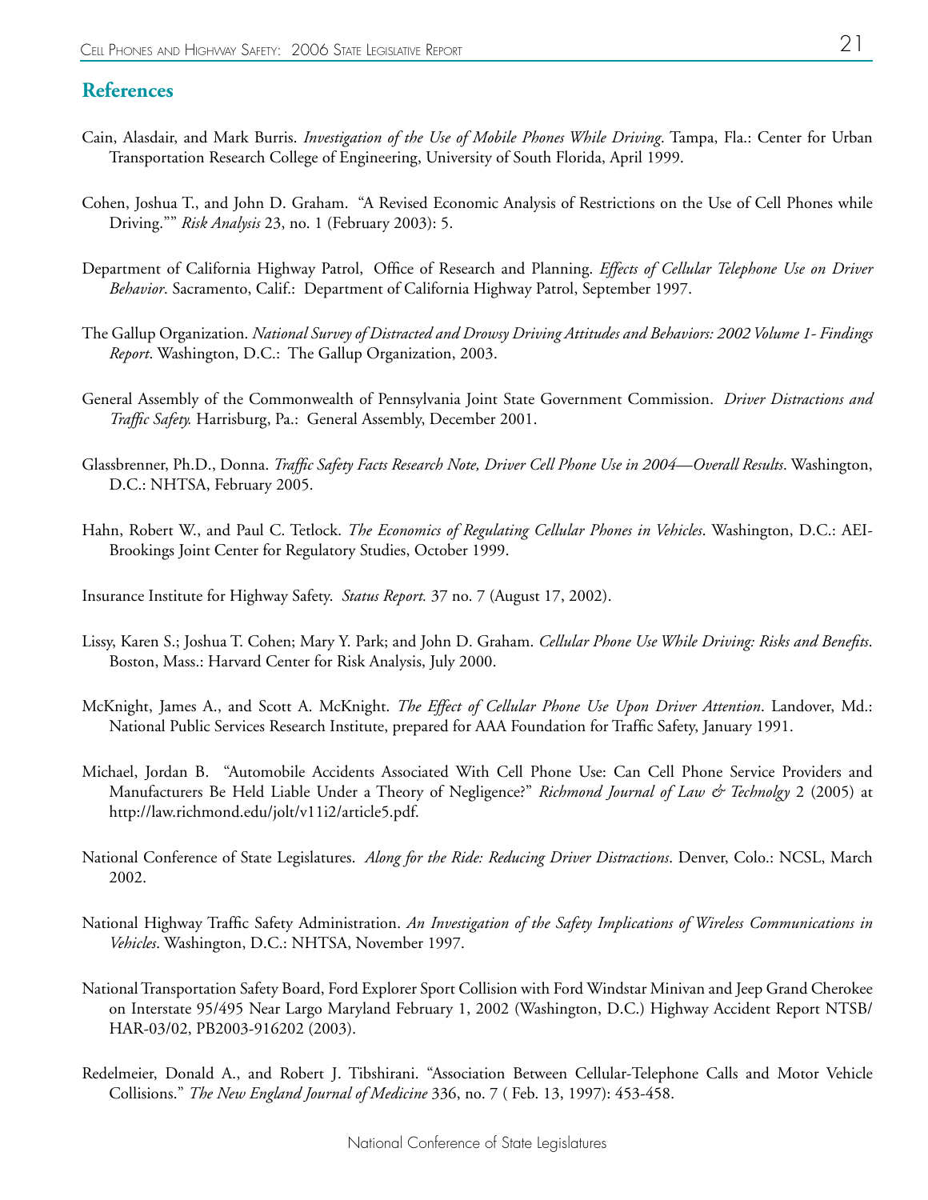## References

Cain, Alasdair, and Mark Burris. *Investigation of the Use of Mobile Phones While Driving*. Tampa, Fla.: Center for Urban Transportation Research College of Engineering, University of South Florida, April 1999.

Cohen, Joshua T., and John D. Graham. "A Revised Economic Analysis of Restrictions on the Use of Cell Phones while Driving."" *Risk Analysis* 23, no. 1 (February 2003): 5.

Department of California Highway Patrol, Office of Research and Planning. *Effects of Cellular Telephone Use on Driver Behavior*. Sacramento, Calif.: Department of California Highway Patrol, September 1997.

The Gallup Organization. *National Survey of Distracted and Drowsy Driving Attitudes and Behaviors: 2002 Volume 1- Findings Report*. Washington, D.C.: The Gallup Organization, 2003.

General Assembly of the Commonwealth of Pennsylvania Joint State Government Commission. *Driver Distractions and Traffic Safety.* Harrisburg, Pa.: General Assembly, December 2001.

Glassbrenner, Ph.D., Donna. *Traffic Safety Facts Research Note, Driver Cell Phone Use in 2004—Overall Results*. Washington, D.C.: NHTSA, February 2005.

Hahn, Robert W., and Paul C. Tetlock. *The Economics of Regulating Cellular Phones in Vehicles*. Washington, D.C.: AEI-Brookings Joint Center for Regulatory Studies, October 1999.

Insurance Institute for Highway Safety. *Status Report.* 37 no. 7 (August 17, 2002).

Lissy, Karen S.; Joshua T. Cohen; Mary Y. Park; and John D. Graham. *Cellular Phone Use While Driving: Risks and Benefits*. Boston, Mass.: Harvard Center for Risk Analysis, July 2000.

McKnight, James A., and Scott A. McKnight. *The Effect of Cellular Phone Use Upon Driver Attention*. Landover, Md.: National Public Services Research Institute, prepared for AAA Foundation for Traffic Safety, January 1991.

Michael, Jordan B. "Automobile Accidents Associated With Cell Phone Use: Can Cell Phone Service Providers and Manufacturers Be Held Liable Under a Theory of Negligence?" *Richmond Journal of Law & Technolgy* 2 (2005) at http://law.richmond.edu/jolt/v11i2/article5.pdf.

National Conference of State Legislatures. *Along for the Ride: Reducing Driver Distractions*. Denver, Colo.: NCSL, March 2002.

National Highway Traffic Safety Administration. *An Investigation of the Safety Implications of Wireless Communications in Vehicles*. Washington, D.C.: NHTSA, November 1997.

National Transportation Safety Board, Ford Explorer Sport Collision with Ford Windstar Minivan and Jeep Grand Cherokee on Interstate 95/495 Near Largo Maryland February 1, 2002 (Washington, D.C.) Highway Accident Report NTSB/HAR-03/02, PB2003-916202 (2003).

Redelmeier, Donald A., and Robert J. Tibshirani. "Association Between Cellular-Telephone Calls and Motor Vehicle Collisions." *The New England Journal of Medicine* 336, no. 7 ( Feb. 13, 1997): 453-458.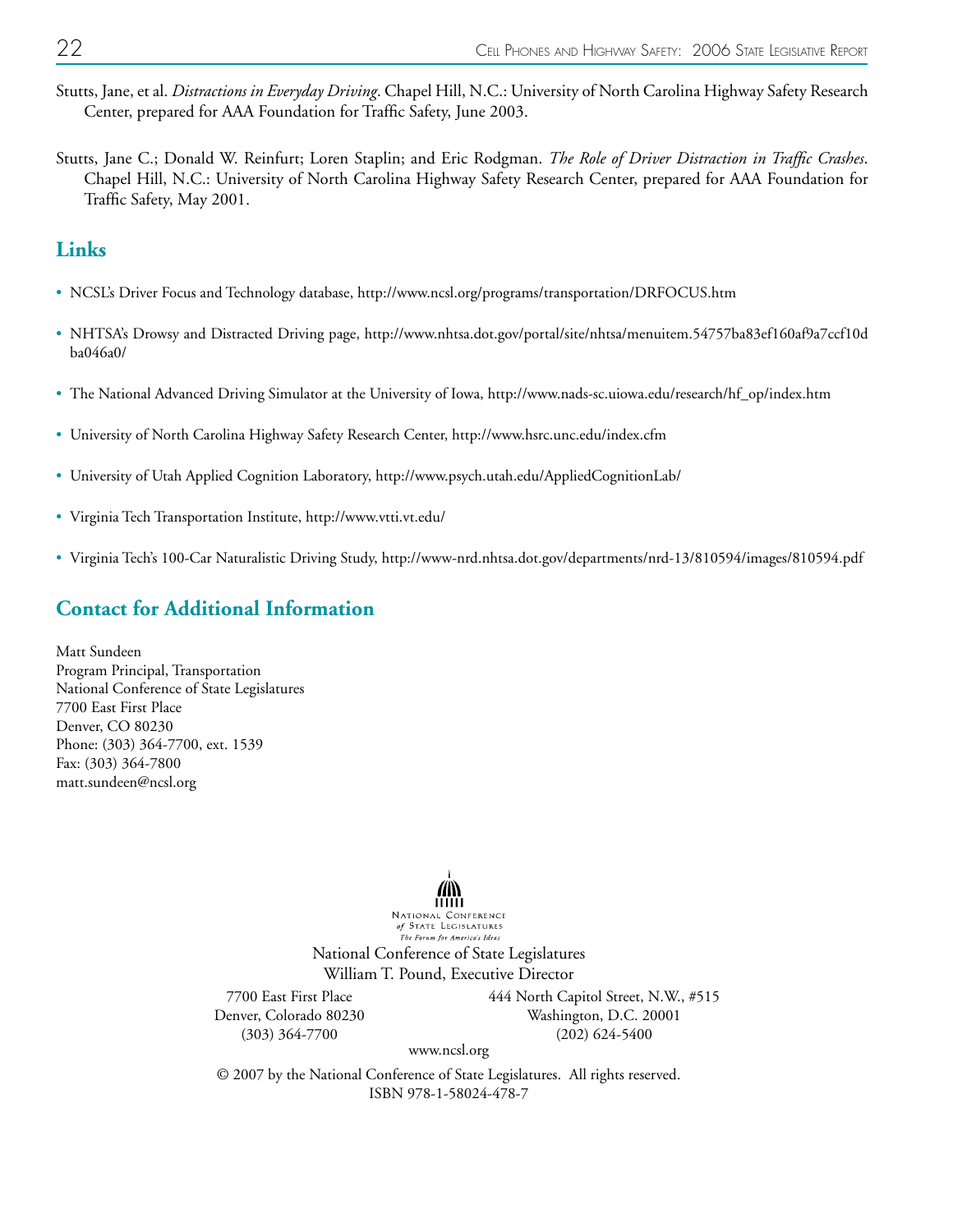Stutts, Jane, et al. *Distractions in Everyday Driving*. Chapel Hill, N.C.: University of North Carolina Highway Safety Research Center, prepared for AAA Foundation for Traffic Safety, June 2003.

Stutts, Jane C.; Donald W. Reinfurt; Loren Staplin; and Eric Rodgman. *The Role of Driver Distraction in Traffic Crashes*. Chapel Hill, N.C.: University of North Carolina Highway Safety Research Center, prepared for AAA Foundation for Traffic Safety, May 2001.

## Links

- NCSL's Driver Focus and Technology database, http://www.ncsl.org/programs/transportation/DRFOCUS.htm
- NHTSA's Drowsy and Distracted Driving page, http://www.nhtsa.dot.gov/portal/site/nhtsa/menuitem.54757ba83ef160af9a7ccf10dba046a0/
- The National Advanced Driving Simulator at the University of Iowa, http://www.nads-sc.uiowa.edu/research/hf_op/index.htm
- University of North Carolina Highway Safety Research Center, http://www.hsrc.unc.edu/index.cfm
- University of Utah Applied Cognition Laboratory, http://www.psych.utah.edu/AppliedCognitionLab/
- Virginia Tech Transportation Institute, http://www.vtti.vt.edu/
- Virginia Tech's 100-Car Naturalistic Driving Study, http://www-nrd.nhtsa.dot.gov/departments/nrd-13/810594/images/810594.pdf

## Contact for Additional Information

Matt Sundeen
Program Principal, Transportation
National Conference of State Legislatures
7700 East First Place
Denver, CO 80230
Phone: (303) 364-7700, ext. 1539
Fax: (303) 364-7800
matt.sundeen@ncsl.org

National Conference of State Legislatures
*The Forum for America's Ideas*

National Conference of State Legislatures
William T. Pound, Executive Director

7700 East First Place
Denver, Colorado 80230
(303) 364-7700

444 North Capitol Street, N.W., #515
Washington, D.C. 20001
(202) 624-5400

www.ncsl.org

© 2007 by the National Conference of State Legislatures. All rights reserved.
ISBN 978-1-58024-478-7